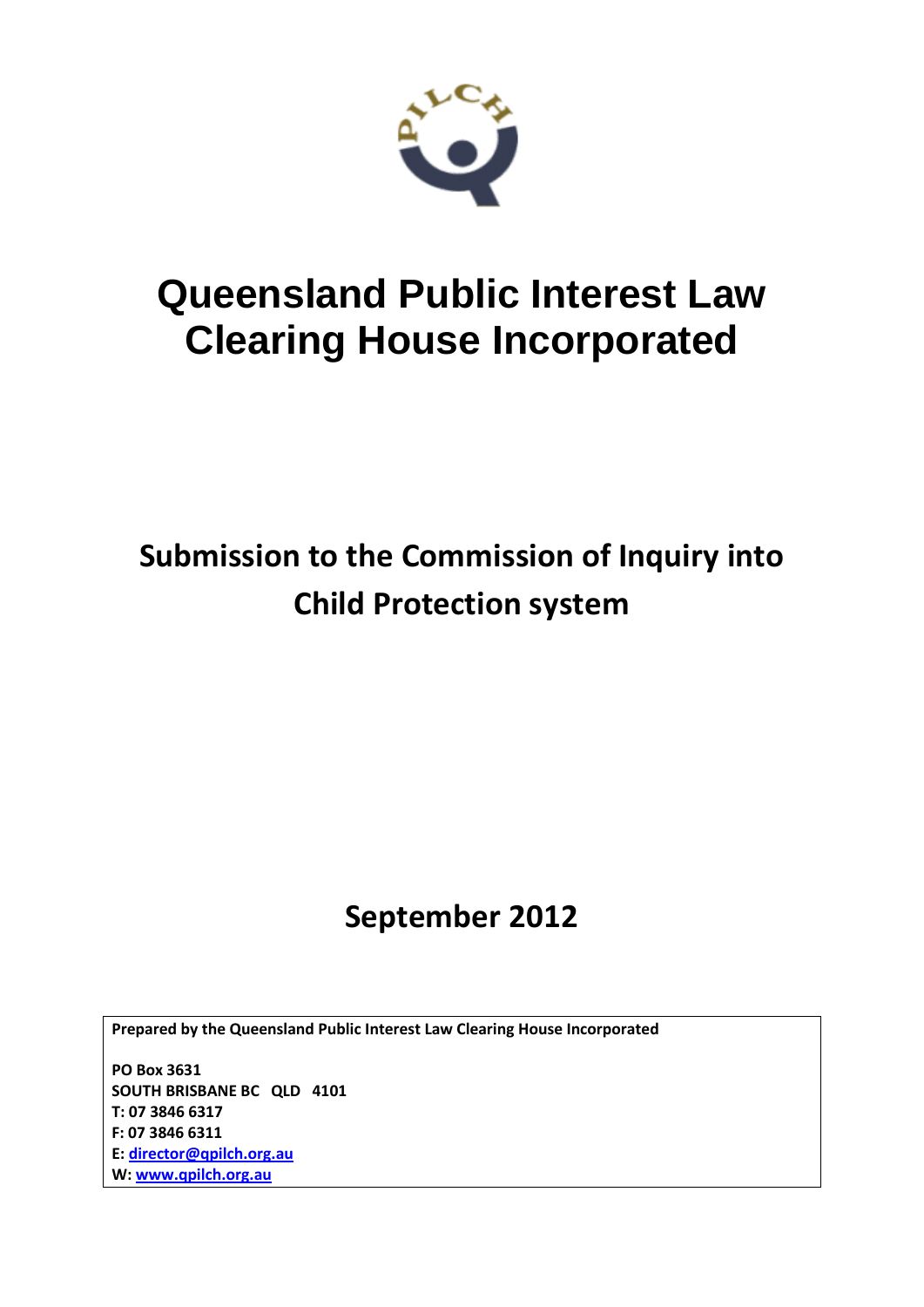# Queensland Public Interest Law Clearing House Incorporated

## Submission to the Commission of Inquiry into Child Protection system

## September 2012

**Prepared by the Queensland Public Interest Law Clearing House Incorporated**

**PO Box 3631**
**SOUTH BRISBANE BC QLD 4101**
**T: 07 3846 6317**
**F: 07 3846 6311**
**E: director@qpilch.org.au**
**W: www.qpilch.org.au**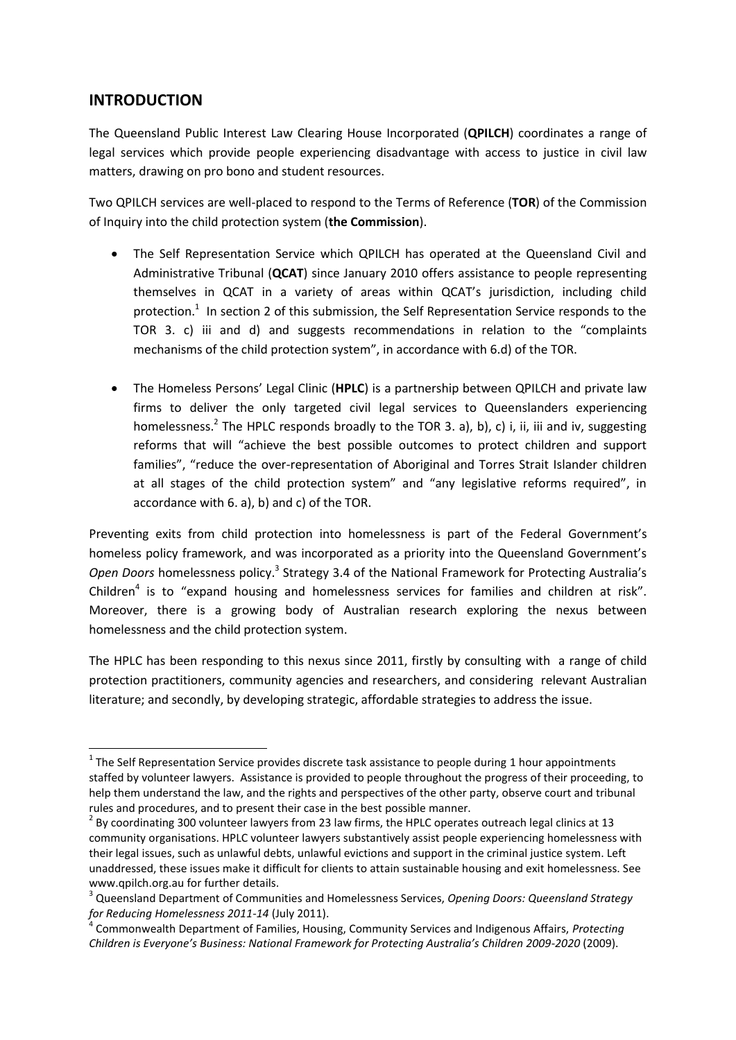## INTRODUCTION

The Queensland Public Interest Law Clearing House Incorporated (**QPILCH**) coordinates a range of legal services which provide people experiencing disadvantage with access to justice in civil law matters, drawing on pro bono and student resources.

Two QPILCH services are well-placed to respond to the Terms of Reference (**TOR**) of the Commission of Inquiry into the child protection system (**the Commission**).

- The Self Representation Service which QPILCH has operated at the Queensland Civil and Administrative Tribunal (**QCAT**) since January 2010 offers assistance to people representing themselves in QCAT in a variety of areas within QCAT's jurisdiction, including child protection.[1] In section 2 of this submission, the Self Representation Service responds to the TOR 3. c) iii and d) and suggests recommendations in relation to the "complaints mechanisms of the child protection system", in accordance with 6.d) of the TOR.

- The Homeless Persons' Legal Clinic (**HPLC**) is a partnership between QPILCH and private law firms to deliver the only targeted civil legal services to Queenslanders experiencing homelessness.[2] The HPLC responds broadly to the TOR 3. a), b), c) i, ii, iii and iv, suggesting reforms that will "achieve the best possible outcomes to protect children and support families", "reduce the over-representation of Aboriginal and Torres Strait Islander children at all stages of the child protection system" and "any legislative reforms required", in accordance with 6. a), b) and c) of the TOR.

Preventing exits from child protection into homelessness is part of the Federal Government's homeless policy framework, and was incorporated as a priority into the Queensland Government's *Open Doors* homelessness policy.[3] Strategy 3.4 of the National Framework for Protecting Australia's Children[4] is to "expand housing and homelessness services for families and children at risk". Moreover, there is a growing body of Australian research exploring the nexus between homelessness and the child protection system.

The HPLC has been responding to this nexus since 2011, firstly by consulting with a range of child protection practitioners, community agencies and researchers, and considering relevant Australian literature; and secondly, by developing strategic, affordable strategies to address the issue.

---

[1] The Self Representation Service provides discrete task assistance to people during 1 hour appointments staffed by volunteer lawyers. Assistance is provided to people throughout the progress of their proceeding, to help them understand the law, and the rights and perspectives of the other party, observe court and tribunal rules and procedures, and to present their case in the best possible manner.

[2] By coordinating 300 volunteer lawyers from 23 law firms, the HPLC operates outreach legal clinics at 13 community organisations. HPLC volunteer lawyers substantively assist people experiencing homelessness with their legal issues, such as unlawful debts, unlawful evictions and support in the criminal justice system. Left unaddressed, these issues make it difficult for clients to attain sustainable housing and exit homelessness. See www.qpilch.org.au for further details.

[3] Queensland Department of Communities and Homelessness Services, *Opening Doors: Queensland Strategy for Reducing Homelessness 2011-14* (July 2011).

[4] Commonwealth Department of Families, Housing, Community Services and Indigenous Affairs, *Protecting Children is Everyone's Business: National Framework for Protecting Australia's Children 2009-2020* (2009).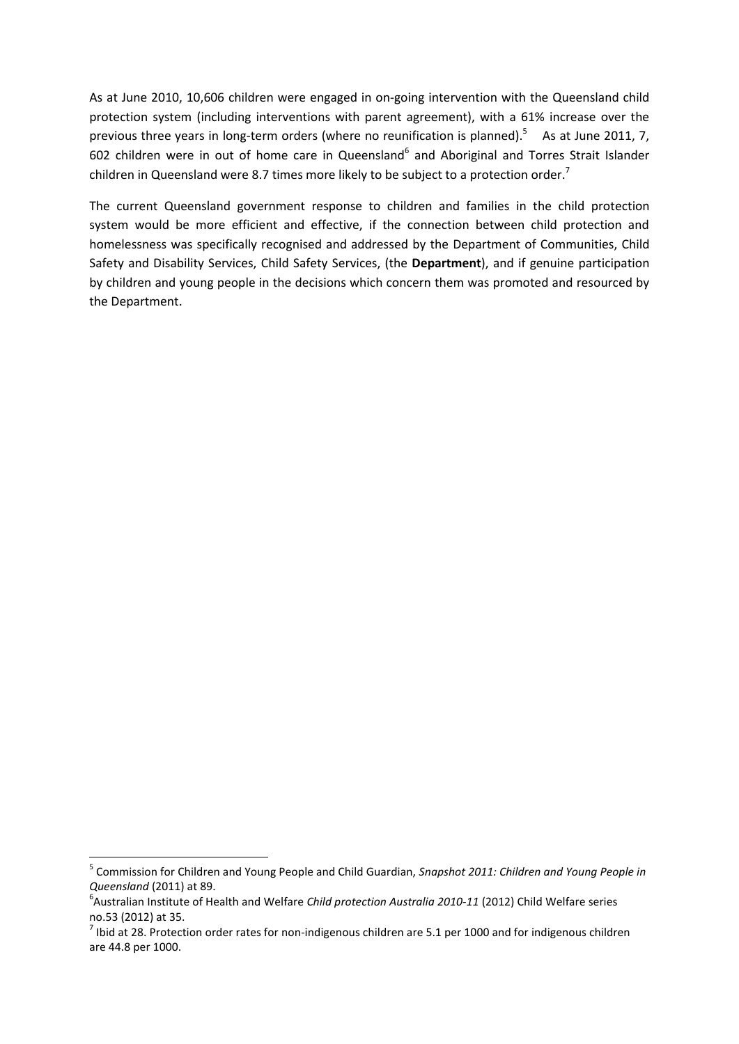As at June 2010, 10,606 children were engaged in on-going intervention with the Queensland child protection system (including interventions with parent agreement), with a 61% increase over the previous three years in long-term orders (where no reunification is planned).[5] As at June 2011, 7, 602 children were in out of home care in Queensland[6] and Aboriginal and Torres Strait Islander children in Queensland were 8.7 times more likely to be subject to a protection order.[7]

The current Queensland government response to children and families in the child protection system would be more efficient and effective, if the connection between child protection and homelessness was specifically recognised and addressed by the Department of Communities, Child Safety and Disability Services, Child Safety Services, (the **Department**), and if genuine participation by children and young people in the decisions which concern them was promoted and resourced by the Department.

---

[5] Commission for Children and Young People and Child Guardian, *Snapshot 2011: Children and Young People in Queensland* (2011) at 89.

[6] Australian Institute of Health and Welfare *Child protection Australia 2010-11* (2012) Child Welfare series no.53 (2012) at 35.

[7] Ibid at 28. Protection order rates for non-indigenous children are 5.1 per 1000 and for indigenous children are 44.8 per 1000.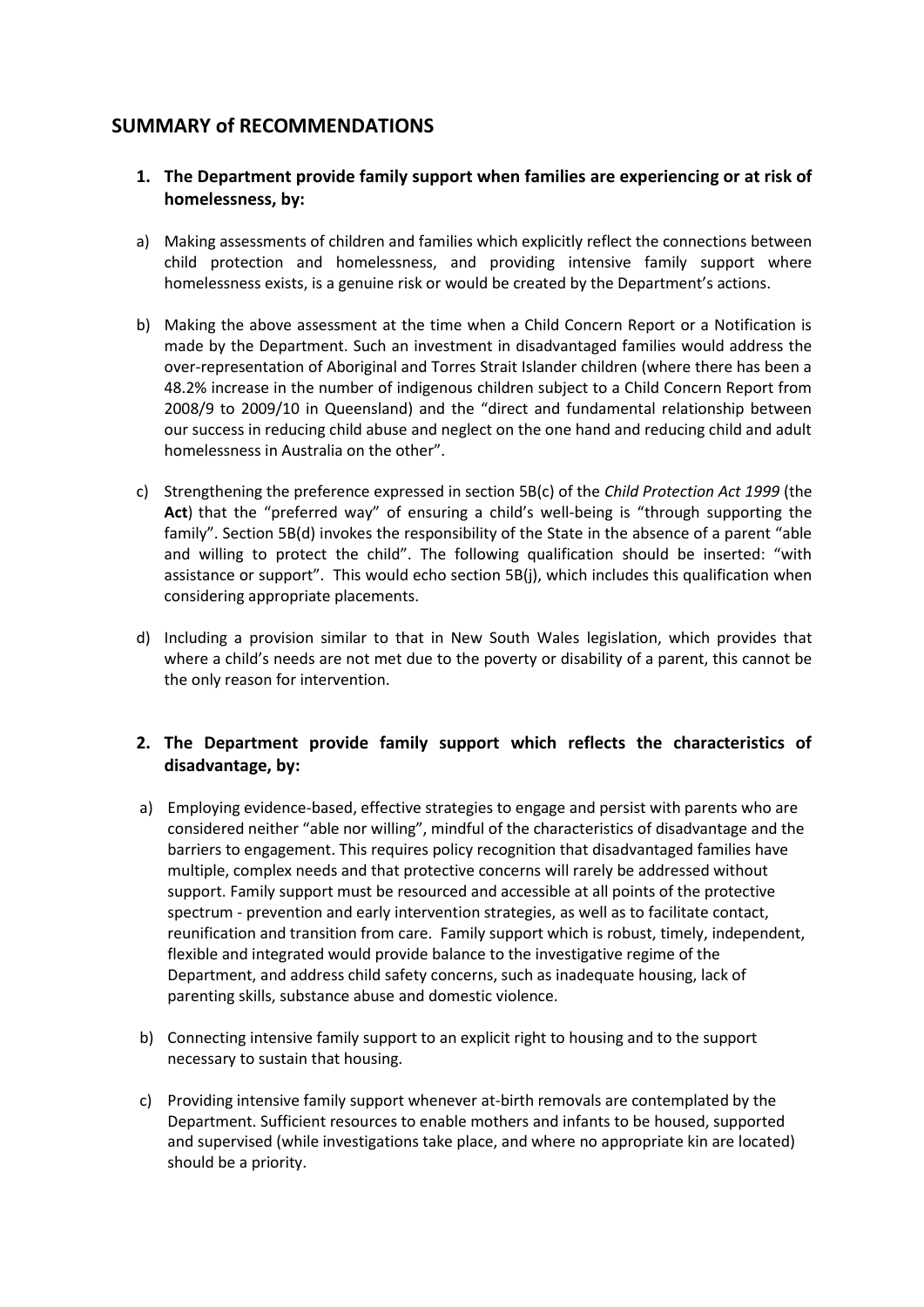## SUMMARY of RECOMMENDATIONS

### 1. The Department provide family support when families are experiencing or at risk of homelessness, by:

a) Making assessments of children and families which explicitly reflect the connections between child protection and homelessness, and providing intensive family support where homelessness exists, is a genuine risk or would be created by the Department's actions.

b) Making the above assessment at the time when a Child Concern Report or a Notification is made by the Department. Such an investment in disadvantaged families would address the over-representation of Aboriginal and Torres Strait Islander children (where there has been a 48.2% increase in the number of indigenous children subject to a Child Concern Report from 2008/9 to 2009/10 in Queensland) and the "direct and fundamental relationship between our success in reducing child abuse and neglect on the one hand and reducing child and adult homelessness in Australia on the other".

c) Strengthening the preference expressed in section 5B(c) of the *Child Protection Act 1999* (the **Act**) that the "preferred way" of ensuring a child's well-being is "through supporting the family". Section 5B(d) invokes the responsibility of the State in the absence of a parent "able and willing to protect the child". The following qualification should be inserted: "with assistance or support". This would echo section 5B(j), which includes this qualification when considering appropriate placements.

d) Including a provision similar to that in New South Wales legislation, which provides that where a child's needs are not met due to the poverty or disability of a parent, this cannot be the only reason for intervention.

### 2. The Department provide family support which reflects the characteristics of disadvantage, by:

a) Employing evidence-based, effective strategies to engage and persist with parents who are considered neither "able nor willing", mindful of the characteristics of disadvantage and the barriers to engagement. This requires policy recognition that disadvantaged families have multiple, complex needs and that protective concerns will rarely be addressed without support. Family support must be resourced and accessible at all points of the protective spectrum - prevention and early intervention strategies, as well as to facilitate contact, reunification and transition from care. Family support which is robust, timely, independent, flexible and integrated would provide balance to the investigative regime of the Department, and address child safety concerns, such as inadequate housing, lack of parenting skills, substance abuse and domestic violence.

b) Connecting intensive family support to an explicit right to housing and to the support necessary to sustain that housing.

c) Providing intensive family support whenever at-birth removals are contemplated by the Department. Sufficient resources to enable mothers and infants to be housed, supported and supervised (while investigations take place, and where no appropriate kin are located) should be a priority.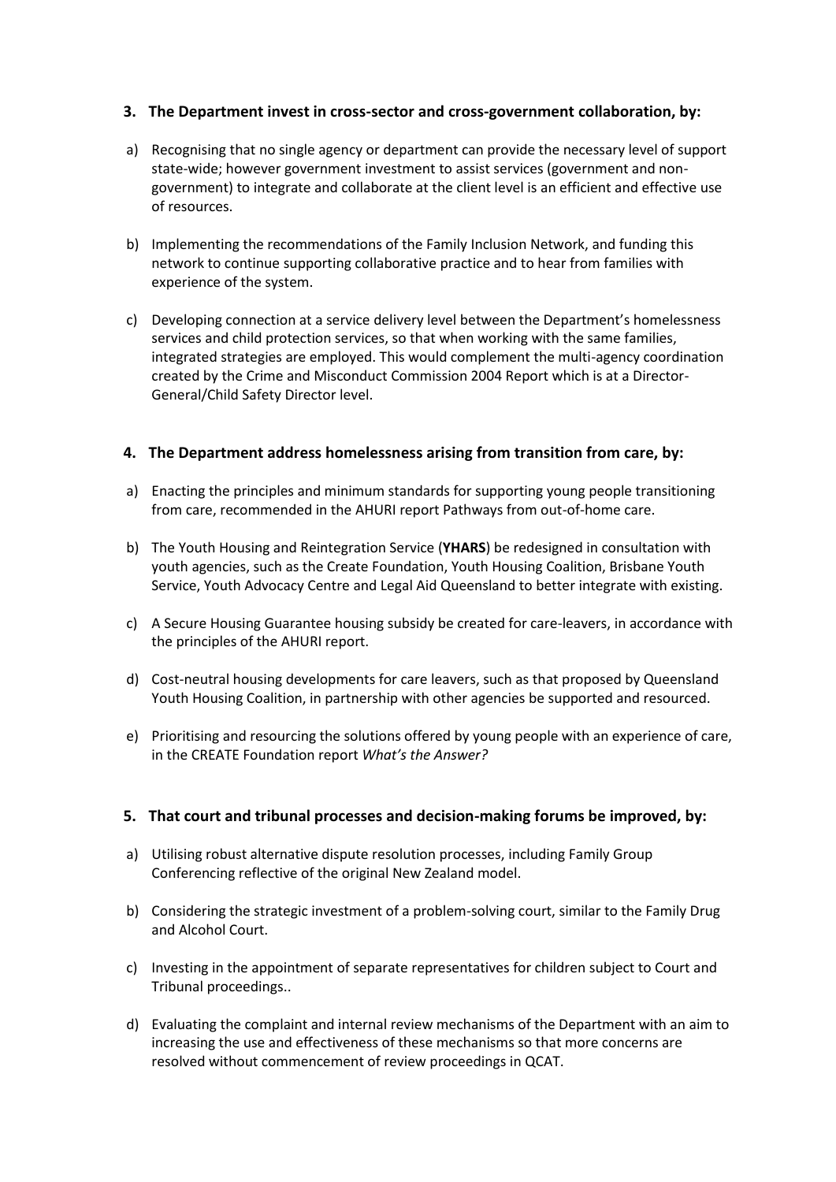### 3. The Department invest in cross-sector and cross-government collaboration, by:

a) Recognising that no single agency or department can provide the necessary level of support state-wide; however government investment to assist services (government and non-government) to integrate and collaborate at the client level is an efficient and effective use of resources.

b) Implementing the recommendations of the Family Inclusion Network, and funding this network to continue supporting collaborative practice and to hear from families with experience of the system.

c) Developing connection at a service delivery level between the Department's homelessness services and child protection services, so that when working with the same families, integrated strategies are employed. This would complement the multi-agency coordination created by the Crime and Misconduct Commission 2004 Report which is at a Director-General/Child Safety Director level.

### 4. The Department address homelessness arising from transition from care, by:

a) Enacting the principles and minimum standards for supporting young people transitioning from care, recommended in the AHURI report Pathways from out-of-home care.

b) The Youth Housing and Reintegration Service (**YHARS**) be redesigned in consultation with youth agencies, such as the Create Foundation, Youth Housing Coalition, Brisbane Youth Service, Youth Advocacy Centre and Legal Aid Queensland to better integrate with existing.

c) A Secure Housing Guarantee housing subsidy be created for care-leavers, in accordance with the principles of the AHURI report.

d) Cost-neutral housing developments for care leavers, such as that proposed by Queensland Youth Housing Coalition, in partnership with other agencies be supported and resourced.

e) Prioritising and resourcing the solutions offered by young people with an experience of care, in the CREATE Foundation report *What's the Answer?*

### 5. That court and tribunal processes and decision-making forums be improved, by:

a) Utilising robust alternative dispute resolution processes, including Family Group Conferencing reflective of the original New Zealand model.

b) Considering the strategic investment of a problem-solving court, similar to the Family Drug and Alcohol Court.

c) Investing in the appointment of separate representatives for children subject to Court and Tribunal proceedings..

d) Evaluating the complaint and internal review mechanisms of the Department with an aim to increasing the use and effectiveness of these mechanisms so that more concerns are resolved without commencement of review proceedings in QCAT.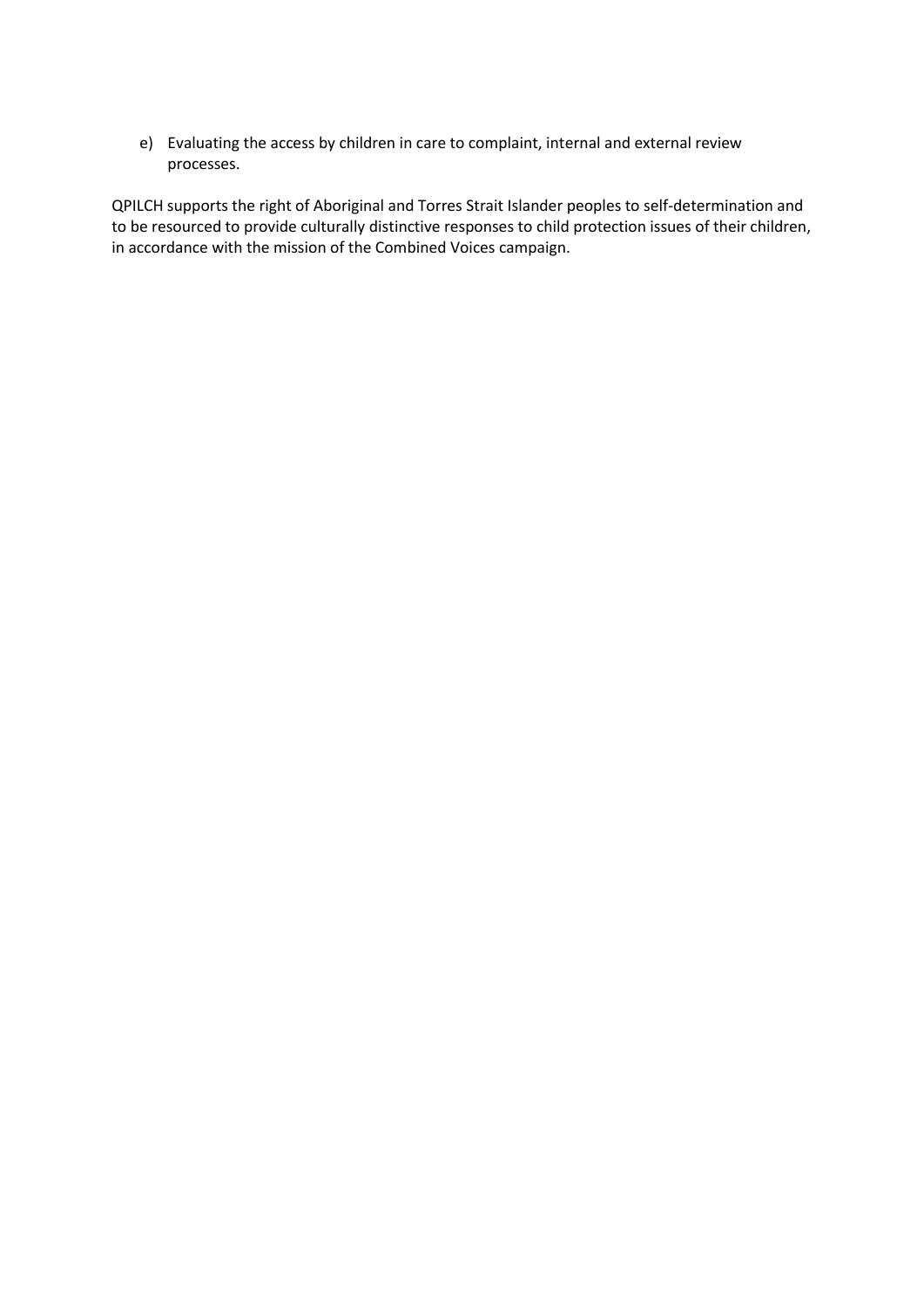e) Evaluating the access by children in care to complaint, internal and external review processes.

QPILCH supports the right of Aboriginal and Torres Strait Islander peoples to self-determination and to be resourced to provide culturally distinctive responses to child protection issues of their children, in accordance with the mission of the Combined Voices campaign.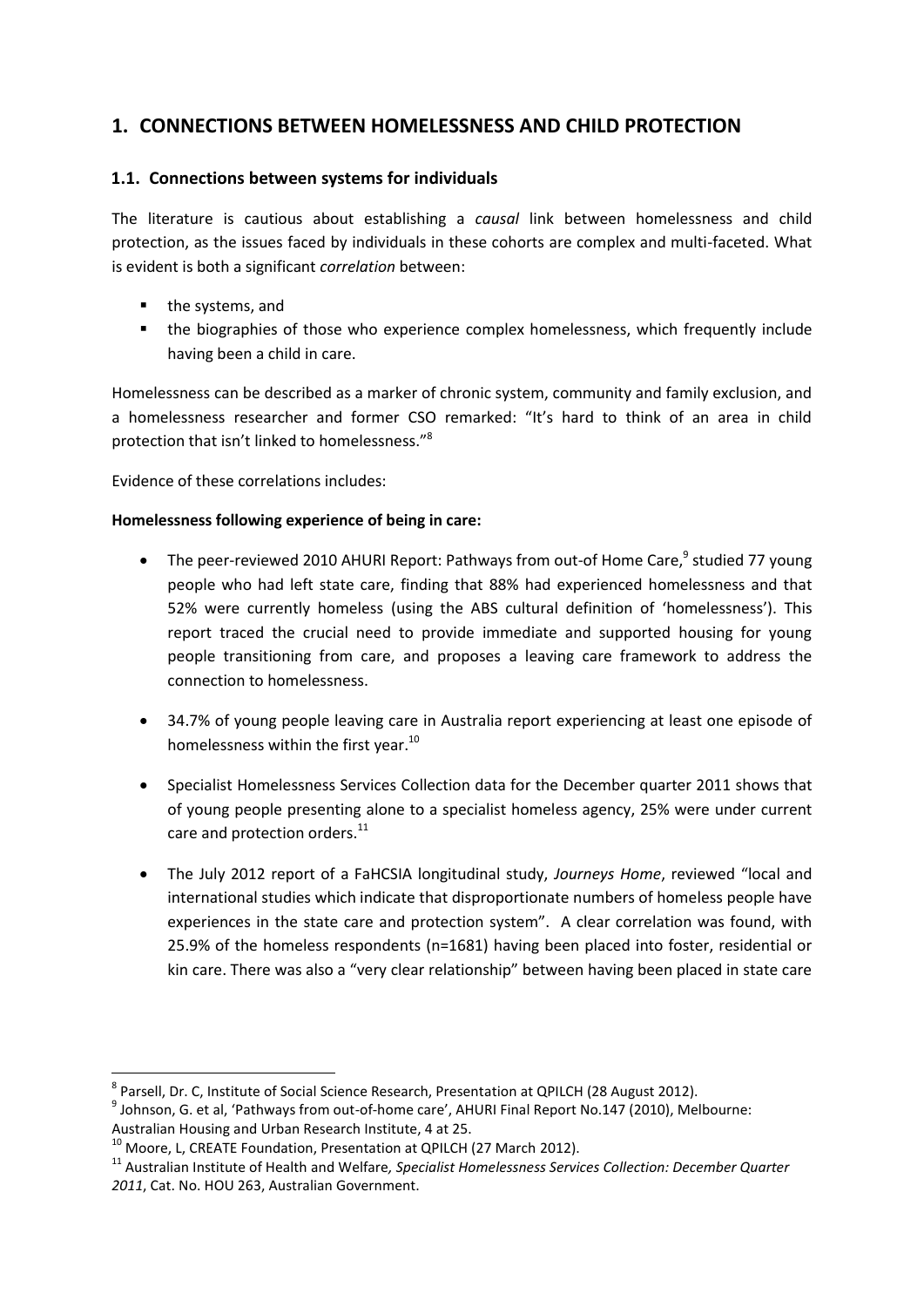# 1. CONNECTIONS BETWEEN HOMELESSNESS AND CHILD PROTECTION

## 1.1. Connections between systems for individuals

The literature is cautious about establishing a *causal* link between homelessness and child protection, as the issues faced by individuals in these cohorts are complex and multi-faceted. What is evident is both a significant *correlation* between:

- the systems, and
- the biographies of those who experience complex homelessness, which frequently include having been a child in care.

Homelessness can be described as a marker of chronic system, community and family exclusion, and a homelessness researcher and former CSO remarked: "It's hard to think of an area in child protection that isn't linked to homelessness."[8]

Evidence of these correlations includes:

**Homelessness following experience of being in care:**

- The peer-reviewed 2010 AHURI Report: Pathways from out-of Home Care,[9] studied 77 young people who had left state care, finding that 88% had experienced homelessness and that 52% were currently homeless (using the ABS cultural definition of 'homelessness'). This report traced the crucial need to provide immediate and supported housing for young people transitioning from care, and proposes a leaving care framework to address the connection to homelessness.

- 34.7% of young people leaving care in Australia report experiencing at least one episode of homelessness within the first year.[10]

- Specialist Homelessness Services Collection data for the December quarter 2011 shows that of young people presenting alone to a specialist homeless agency, 25% were under current care and protection orders.[11]

- The July 2012 report of a FaHCSIA longitudinal study, *Journeys Home*, reviewed "local and international studies which indicate that disproportionate numbers of homeless people have experiences in the state care and protection system". A clear correlation was found, with 25.9% of the homeless respondents (n=1681) having been placed into foster, residential or kin care. There was also a "very clear relationship" between having been placed in state care

---

[8] Parsell, Dr. C, Institute of Social Science Research, Presentation at QPILCH (28 August 2012).

[9] Johnson, G. et al, 'Pathways from out-of-home care', AHURI Final Report No.147 (2010), Melbourne: Australian Housing and Urban Research Institute, 4 at 25.

[10] Moore, L, CREATE Foundation, Presentation at QPILCH (27 March 2012).

[11] Australian Institute of Health and Welfare, *Specialist Homelessness Services Collection: December Quarter 2011*, Cat. No. HOU 263, Australian Government.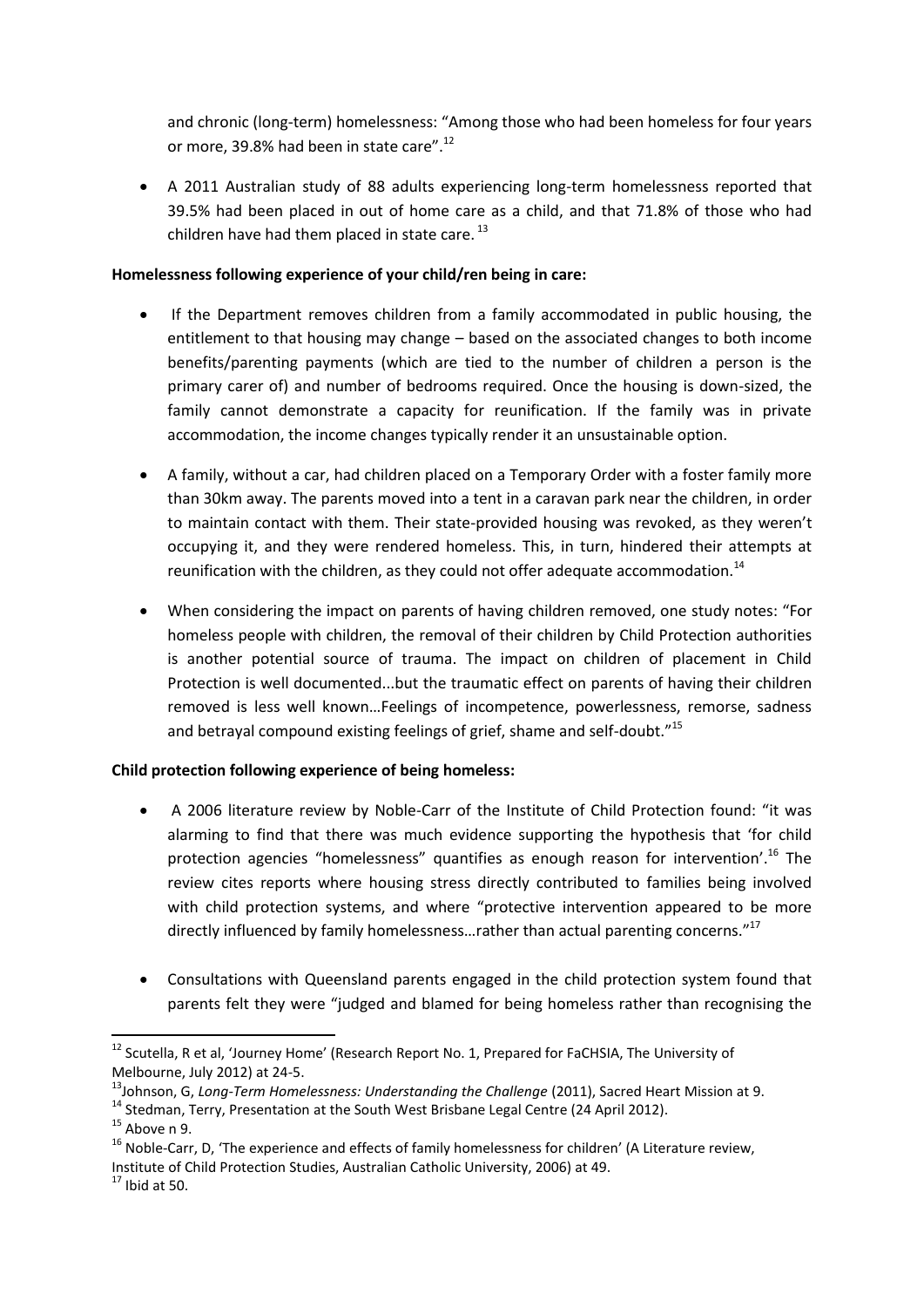and chronic (long-term) homelessness: "Among those who had been homeless for four years or more, 39.8% had been in state care".[12]

- A 2011 Australian study of 88 adults experiencing long-term homelessness reported that 39.5% had been placed in out of home care as a child, and that 71.8% of those who had children have had them placed in state care.[13]

**Homelessness following experience of your child/ren being in care:**

- If the Department removes children from a family accommodated in public housing, the entitlement to that housing may change – based on the associated changes to both income benefits/parenting payments (which are tied to the number of children a person is the primary carer of) and number of bedrooms required. Once the housing is down-sized, the family cannot demonstrate a capacity for reunification. If the family was in private accommodation, the income changes typically render it an unsustainable option.

- A family, without a car, had children placed on a Temporary Order with a foster family more than 30km away. The parents moved into a tent in a caravan park near the children, in order to maintain contact with them. Their state-provided housing was revoked, as they weren't occupying it, and they were rendered homeless. This, in turn, hindered their attempts at reunification with the children, as they could not offer adequate accommodation.[14]

- When considering the impact on parents of having children removed, one study notes: "For homeless people with children, the removal of their children by Child Protection authorities is another potential source of trauma. The impact on children of placement in Child Protection is well documented...but the traumatic effect on parents of having their children removed is less well known…Feelings of incompetence, powerlessness, remorse, sadness and betrayal compound existing feelings of grief, shame and self-doubt."[15]

**Child protection following experience of being homeless:**

- A 2006 literature review by Noble-Carr of the Institute of Child Protection found: "it was alarming to find that there was much evidence supporting the hypothesis that 'for child protection agencies "homelessness" quantifies as enough reason for intervention'.[16] The review cites reports where housing stress directly contributed to families being involved with child protection systems, and where "protective intervention appeared to be more directly influenced by family homelessness…rather than actual parenting concerns."[17]

- Consultations with Queensland parents engaged in the child protection system found that parents felt they were "judged and blamed for being homeless rather than recognising the

---

[12] Scutella, R et al, 'Journey Home' (Research Report No. 1, Prepared for FaCHSIA, The University of Melbourne, July 2012) at 24-5.

[13] Johnson, G, *Long-Term Homelessness: Understanding the Challenge* (2011), Sacred Heart Mission at 9.

[14] Stedman, Terry, Presentation at the South West Brisbane Legal Centre (24 April 2012).

[15] Above n 9.

[16] Noble-Carr, D, 'The experience and effects of family homelessness for children' (A Literature review, Institute of Child Protection Studies, Australian Catholic University, 2006) at 49.

[17] Ibid at 50.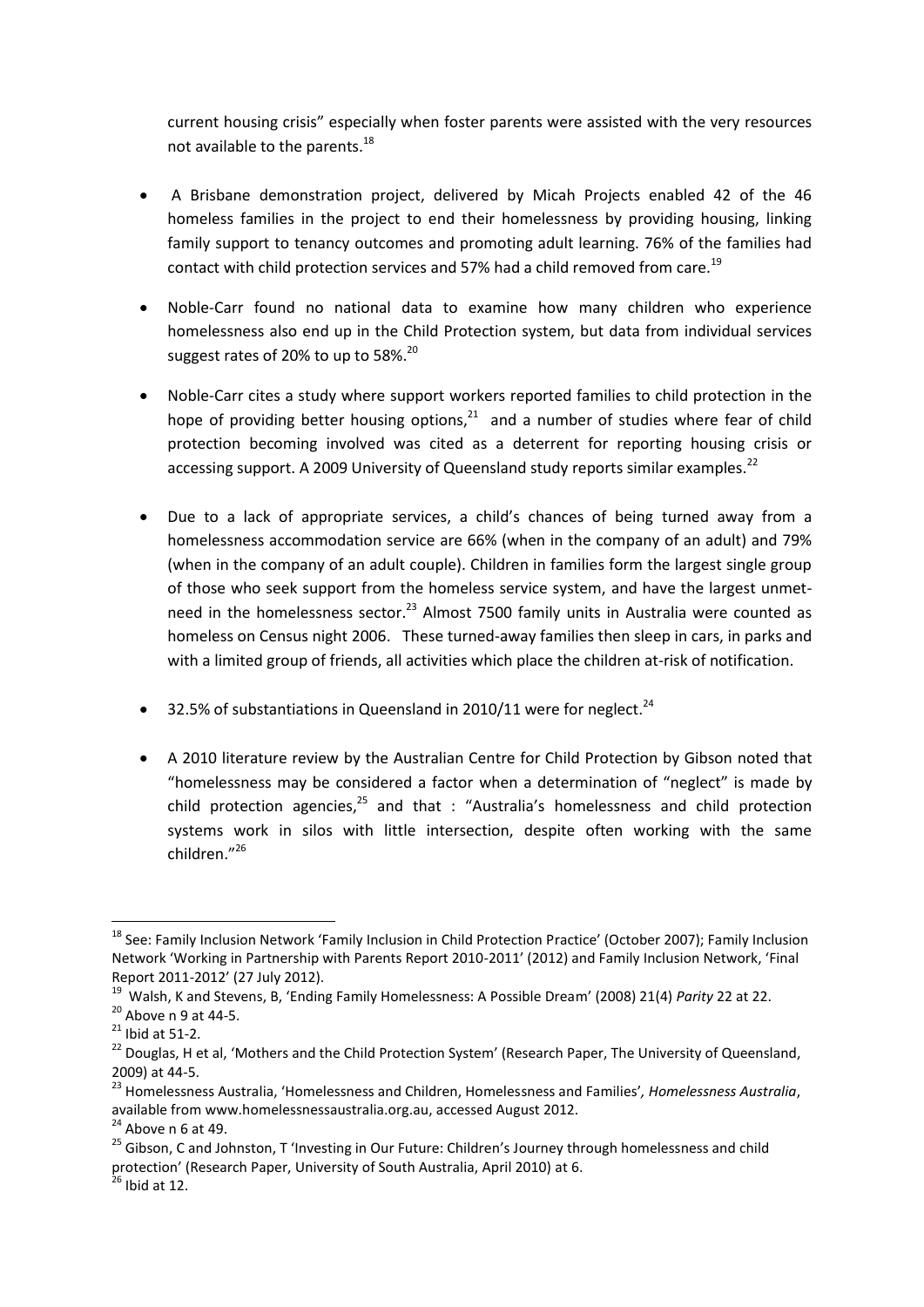current housing crisis" especially when foster parents were assisted with the very resources not available to the parents.[18]

- A Brisbane demonstration project, delivered by Micah Projects enabled 42 of the 46 homeless families in the project to end their homelessness by providing housing, linking family support to tenancy outcomes and promoting adult learning. 76% of the families had contact with child protection services and 57% had a child removed from care.[19]

- Noble-Carr found no national data to examine how many children who experience homelessness also end up in the Child Protection system, but data from individual services suggest rates of 20% to up to 58%.[20]

- Noble-Carr cites a study where support workers reported families to child protection in the hope of providing better housing options,[21] and a number of studies where fear of child protection becoming involved was cited as a deterrent for reporting housing crisis or accessing support. A 2009 University of Queensland study reports similar examples.[22]

- Due to a lack of appropriate services, a child's chances of being turned away from a homelessness accommodation service are 66% (when in the company of an adult) and 79% (when in the company of an adult couple). Children in families form the largest single group of those who seek support from the homeless service system, and have the largest unmet-need in the homelessness sector.[23] Almost 7500 family units in Australia were counted as homeless on Census night 2006. These turned-away families then sleep in cars, in parks and with a limited group of friends, all activities which place the children at-risk of notification.

- 32.5% of substantiations in Queensland in 2010/11 were for neglect.[24]

- A 2010 literature review by the Australian Centre for Child Protection by Gibson noted that "homelessness may be considered a factor when a determination of "neglect" is made by child protection agencies,[25] and that : "Australia's homelessness and child protection systems work in silos with little intersection, despite often working with the same children."[26]

---

[18] See: Family Inclusion Network 'Family Inclusion in Child Protection Practice' (October 2007); Family Inclusion Network 'Working in Partnership with Parents Report 2010-2011' (2012) and Family Inclusion Network, 'Final Report 2011-2012' (27 July 2012).

[19] Walsh, K and Stevens, B, 'Ending Family Homelessness: A Possible Dream' (2008) 21(4) *Parity* 22 at 22.

[20] Above n 9 at 44-5.

[21] Ibid at 51-2.

[22] Douglas, H et al, 'Mothers and the Child Protection System' (Research Paper, The University of Queensland, 2009) at 44-5.

[23] Homelessness Australia, 'Homelessness and Children, Homelessness and Families', *Homelessness Australia*, available from www.homelessnessaustralia.org.au, accessed August 2012.

[24] Above n 6 at 49.

[25] Gibson, C and Johnston, T 'Investing in Our Future: Children's Journey through homelessness and child protection' (Research Paper, University of South Australia, April 2010) at 6.

[26] Ibid at 12.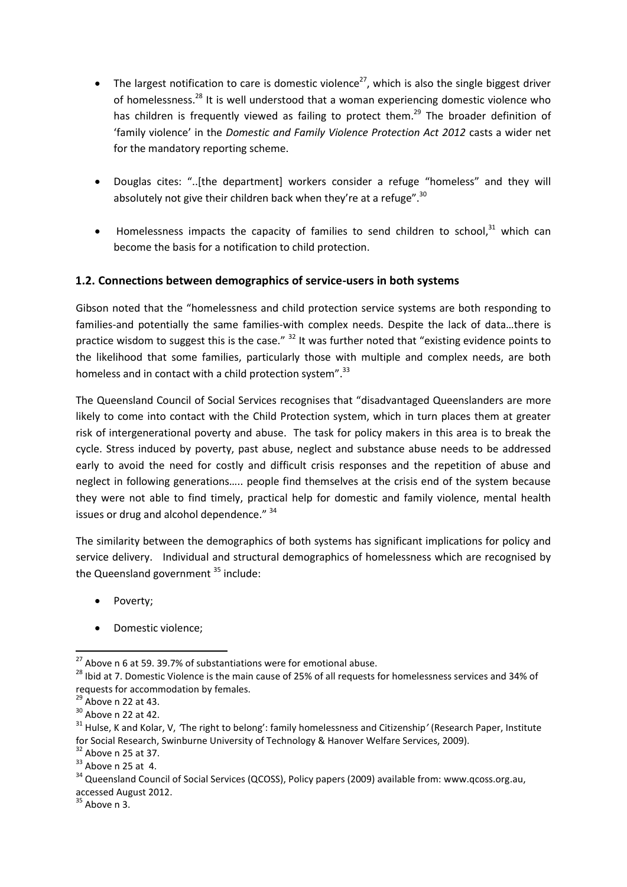- The largest notification to care is domestic violence[27], which is also the single biggest driver of homelessness.[28] It is well understood that a woman experiencing domestic violence who has children is frequently viewed as failing to protect them.[29] The broader definition of 'family violence' in the *Domestic and Family Violence Protection Act 2012* casts a wider net for the mandatory reporting scheme.

- Douglas cites: "..[the department] workers consider a refuge "homeless" and they will absolutely not give their children back when they're at a refuge".[30]

- Homelessness impacts the capacity of families to send children to school,[31] which can become the basis for a notification to child protection.

### 1.2. Connections between demographics of service-users in both systems

Gibson noted that the "homelessness and child protection service systems are both responding to families-and potentially the same families-with complex needs. Despite the lack of data…there is practice wisdom to suggest this is the case." [32] It was further noted that "existing evidence points to the likelihood that some families, particularly those with multiple and complex needs, are both homeless and in contact with a child protection system".[33]

The Queensland Council of Social Services recognises that "disadvantaged Queenslanders are more likely to come into contact with the Child Protection system, which in turn places them at greater risk of intergenerational poverty and abuse. The task for policy makers in this area is to break the cycle. Stress induced by poverty, past abuse, neglect and substance abuse needs to be addressed early to avoid the need for costly and difficult crisis responses and the repetition of abuse and neglect in following generations….. people find themselves at the crisis end of the system because they were not able to find timely, practical help for domestic and family violence, mental health issues or drug and alcohol dependence." [34]

The similarity between the demographics of both systems has significant implications for policy and service delivery. Individual and structural demographics of homelessness which are recognised by the Queensland government [35] include:

- Poverty;

- Domestic violence;

---

[27] Above n 6 at 59. 39.7% of substantiations were for emotional abuse.

[28] Ibid at 7. Domestic Violence is the main cause of 25% of all requests for homelessness services and 34% of requests for accommodation by females.

[29] Above n 22 at 43.

[30] Above n 22 at 42.

[31] Hulse, K and Kolar, V, 'The right to belong': family homelessness and Citizenship' (Research Paper, Institute for Social Research, Swinburne University of Technology & Hanover Welfare Services, 2009).

[32] Above n 25 at 37.

[33] Above n 25 at 4.

[34] Queensland Council of Social Services (QCOSS), Policy papers (2009) available from: www.qcoss.org.au, accessed August 2012.

[35] Above n 3.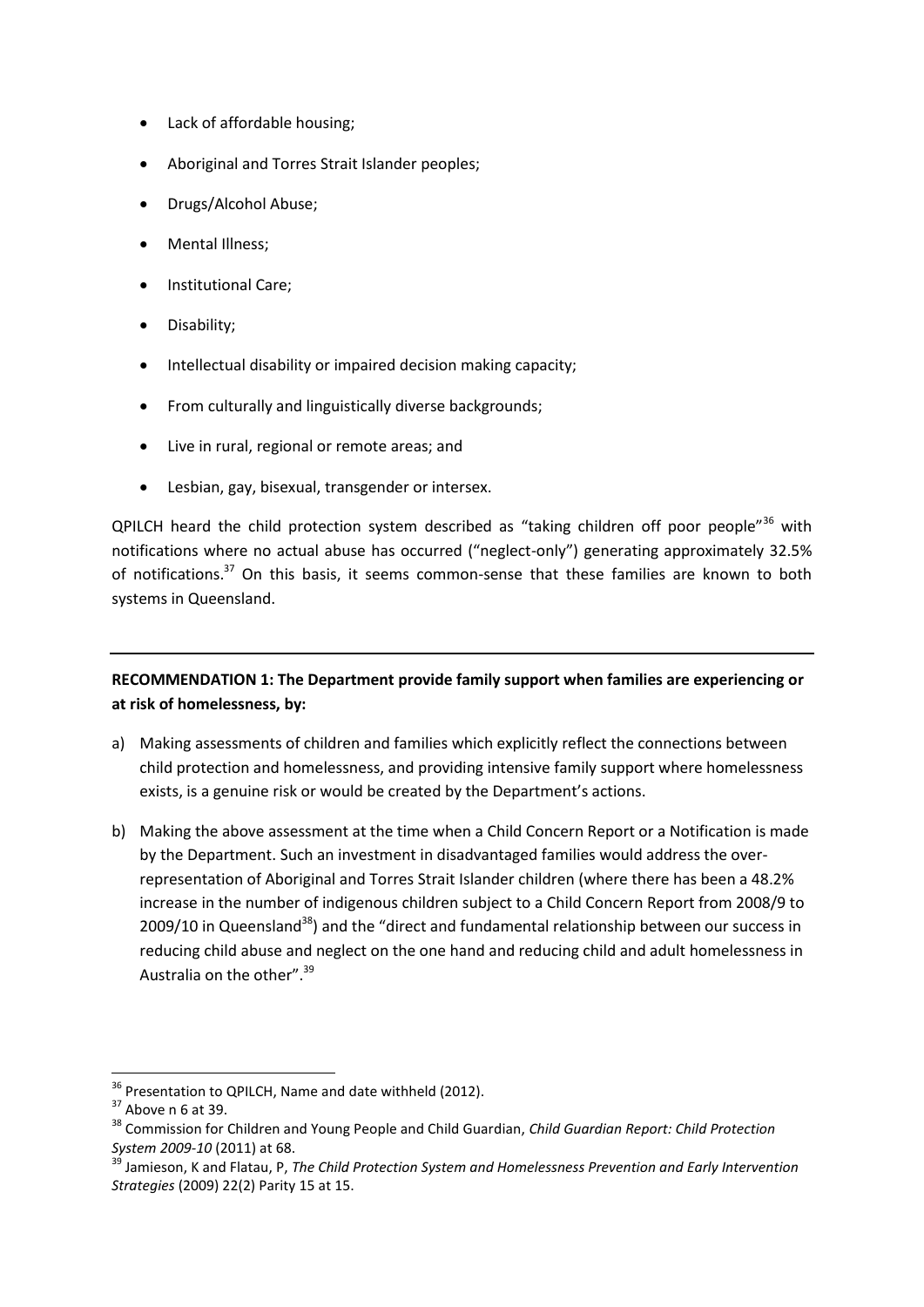- Lack of affordable housing;
- Aboriginal and Torres Strait Islander peoples;
- Drugs/Alcohol Abuse;
- Mental Illness;
- Institutional Care;
- Disability;
- Intellectual disability or impaired decision making capacity;
- From culturally and linguistically diverse backgrounds;
- Live in rural, regional or remote areas; and
- Lesbian, gay, bisexual, transgender or intersex.

QPILCH heard the child protection system described as "taking children off poor people"[36] with notifications where no actual abuse has occurred ("neglect-only") generating approximately 32.5% of notifications.[37] On this basis, it seems common-sense that these families are known to both systems in Queensland.

---

**RECOMMENDATION 1: The Department provide family support when families are experiencing or at risk of homelessness, by:**

a) Making assessments of children and families which explicitly reflect the connections between child protection and homelessness, and providing intensive family support where homelessness exists, is a genuine risk or would be created by the Department's actions.

b) Making the above assessment at the time when a Child Concern Report or a Notification is made by the Department. Such an investment in disadvantaged families would address the over-representation of Aboriginal and Torres Strait Islander children (where there has been a 48.2% increase in the number of indigenous children subject to a Child Concern Report from 2008/9 to 2009/10 in Queensland[38]) and the "direct and fundamental relationship between our success in reducing child abuse and neglect on the one hand and reducing child and adult homelessness in Australia on the other".[39]

---

[36] Presentation to QPILCH, Name and date withheld (2012).

[37] Above n 6 at 39.

[38] Commission for Children and Young People and Child Guardian, *Child Guardian Report: Child Protection System 2009-10* (2011) at 68.

[39] Jamieson, K and Flatau, P, *The Child Protection System and Homelessness Prevention and Early Intervention Strategies* (2009) 22(2) Parity 15 at 15.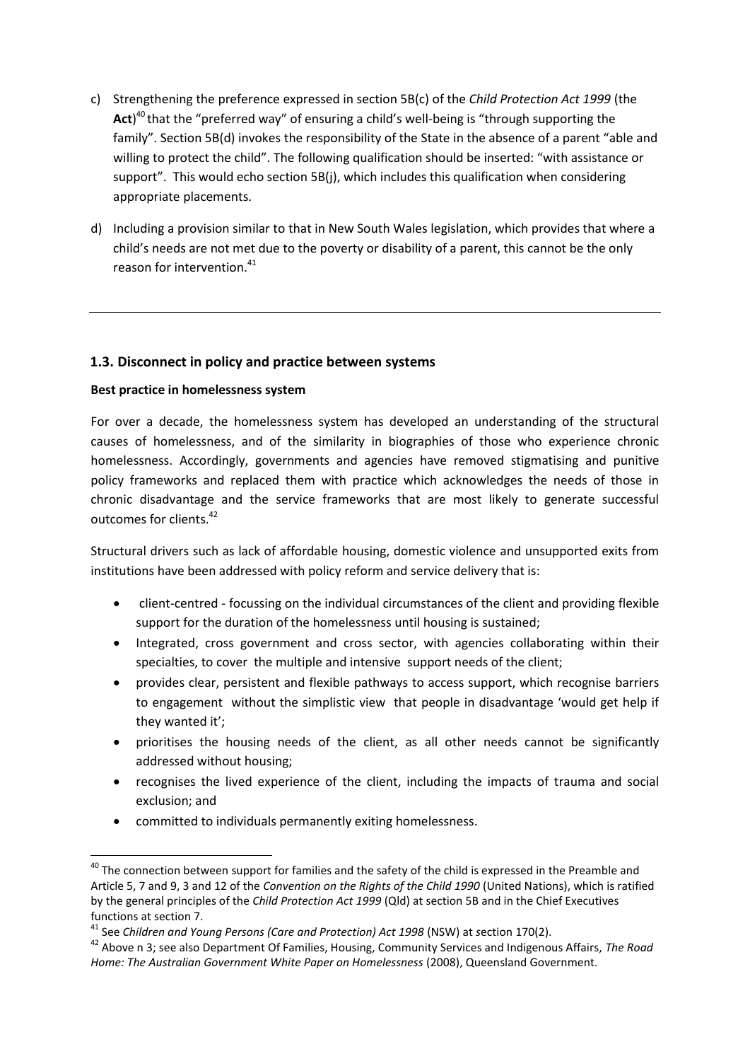c) Strengthening the preference expressed in section 5B(c) of the *Child Protection Act 1999* (the **Act**)[40] that the "preferred way" of ensuring a child's well-being is "through supporting the family". Section 5B(d) invokes the responsibility of the State in the absence of a parent "able and willing to protect the child". The following qualification should be inserted: "with assistance or support". This would echo section 5B(j), which includes this qualification when considering appropriate placements.

d) Including a provision similar to that in New South Wales legislation, which provides that where a child's needs are not met due to the poverty or disability of a parent, this cannot be the only reason for intervention.[41]

---

### 1.3. Disconnect in policy and practice between systems

**Best practice in homelessness system**

For over a decade, the homelessness system has developed an understanding of the structural causes of homelessness, and of the similarity in biographies of those who experience chronic homelessness. Accordingly, governments and agencies have removed stigmatising and punitive policy frameworks and replaced them with practice which acknowledges the needs of those in chronic disadvantage and the service frameworks that are most likely to generate successful outcomes for clients.[42]

Structural drivers such as lack of affordable housing, domestic violence and unsupported exits from institutions have been addressed with policy reform and service delivery that is:

- client-centred - focussing on the individual circumstances of the client and providing flexible support for the duration of the homelessness until housing is sustained;
- Integrated, cross government and cross sector, with agencies collaborating within their specialties, to cover the multiple and intensive support needs of the client;
- provides clear, persistent and flexible pathways to access support, which recognise barriers to engagement without the simplistic view that people in disadvantage 'would get help if they wanted it';
- prioritises the housing needs of the client, as all other needs cannot be significantly addressed without housing;
- recognises the lived experience of the client, including the impacts of trauma and social exclusion; and
- committed to individuals permanently exiting homelessness.

---

[40] The connection between support for families and the safety of the child is expressed in the Preamble and Article 5, 7 and 9, 3 and 12 of the *Convention on the Rights of the Child 1990* (United Nations), which is ratified by the general principles of the *Child Protection Act 1999* (Qld) at section 5B and in the Chief Executives functions at section 7.

[41] See *Children and Young Persons (Care and Protection) Act 1998* (NSW) at section 170(2).

[42] Above n 3; see also Department Of Families, Housing, Community Services and Indigenous Affairs, *The Road Home: The Australian Government White Paper on Homelessness* (2008), Queensland Government.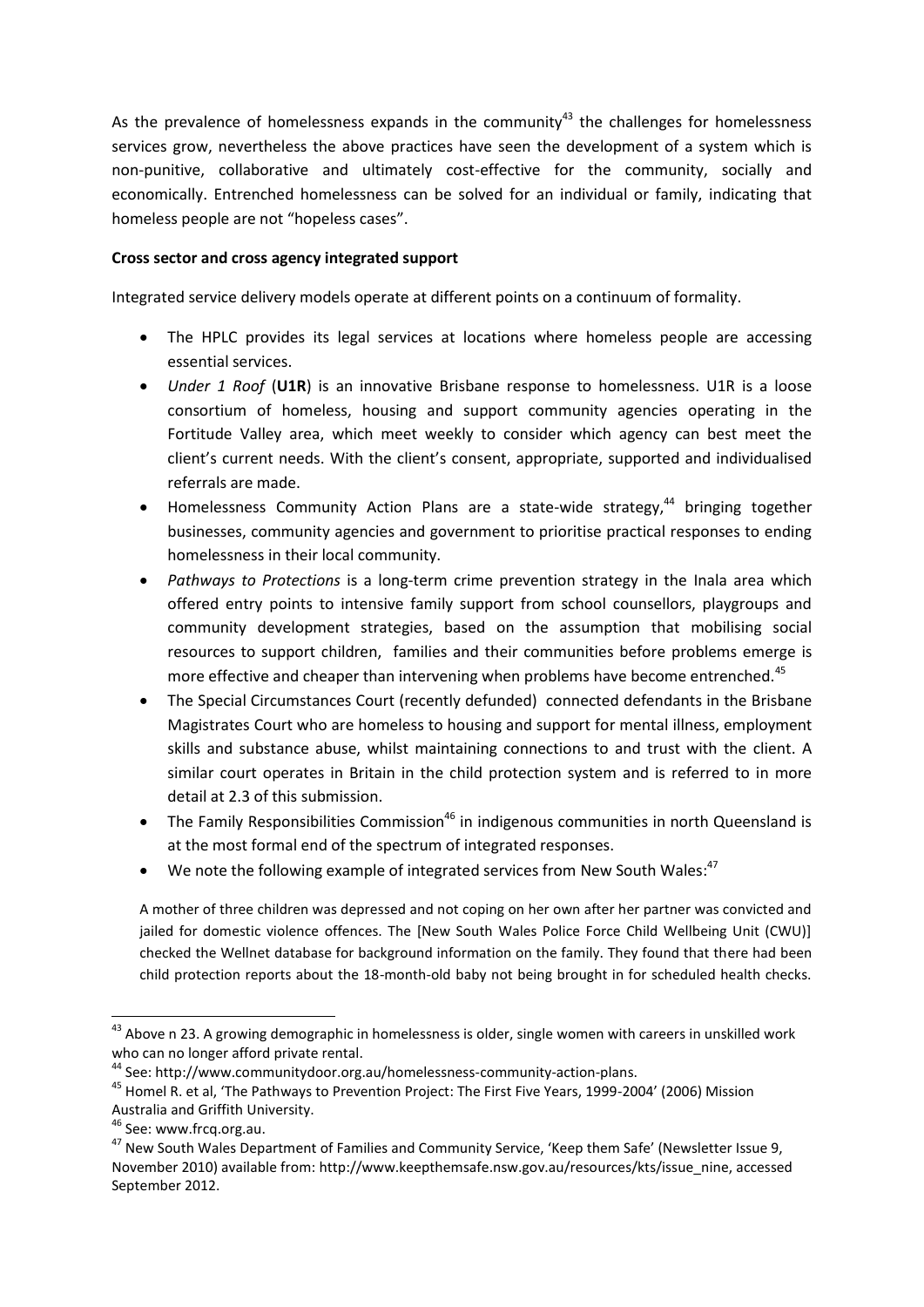As the prevalence of homelessness expands in the community[43] the challenges for homelessness services grow, nevertheless the above practices have seen the development of a system which is non-punitive, collaborative and ultimately cost-effective for the community, socially and economically. Entrenched homelessness can be solved for an individual or family, indicating that homeless people are not "hopeless cases".

**Cross sector and cross agency integrated support**

Integrated service delivery models operate at different points on a continuum of formality.

- The HPLC provides its legal services at locations where homeless people are accessing essential services.
- *Under 1 Roof* (**U1R**) is an innovative Brisbane response to homelessness. U1R is a loose consortium of homeless, housing and support community agencies operating in the Fortitude Valley area, which meet weekly to consider which agency can best meet the client's current needs. With the client's consent, appropriate, supported and individualised referrals are made.
- Homelessness Community Action Plans are a state-wide strategy,[44] bringing together businesses, community agencies and government to prioritise practical responses to ending homelessness in their local community.
- *Pathways to Protections* is a long-term crime prevention strategy in the Inala area which offered entry points to intensive family support from school counsellors, playgroups and community development strategies, based on the assumption that mobilising social resources to support children, families and their communities before problems emerge is more effective and cheaper than intervening when problems have become entrenched.[45]
- The Special Circumstances Court (recently defunded) connected defendants in the Brisbane Magistrates Court who are homeless to housing and support for mental illness, employment skills and substance abuse, whilst maintaining connections to and trust with the client. A similar court operates in Britain in the child protection system and is referred to in more detail at 2.3 of this submission.
- The Family Responsibilities Commission[46] in indigenous communities in north Queensland is at the most formal end of the spectrum of integrated responses.
- We note the following example of integrated services from New South Wales:[47]

A mother of three children was depressed and not coping on her own after her partner was convicted and jailed for domestic violence offences. The [New South Wales Police Force Child Wellbeing Unit (CWU)] checked the Wellnet database for background information on the family. They found that there had been child protection reports about the 18-month-old baby not being brought in for scheduled health checks.

---

[43] Above n 23. A growing demographic in homelessness is older, single women with careers in unskilled work who can no longer afford private rental.

[44] See: http://www.communitydoor.org.au/homelessness-community-action-plans.

[45] Homel R. et al, 'The Pathways to Prevention Project: The First Five Years, 1999-2004' (2006) Mission Australia and Griffith University.

[46] See: www.frcq.org.au.

[47] New South Wales Department of Families and Community Service, 'Keep them Safe' (Newsletter Issue 9, November 2010) available from: http://www.keepthemsafe.nsw.gov.au/resources/kts/issue_nine, accessed September 2012.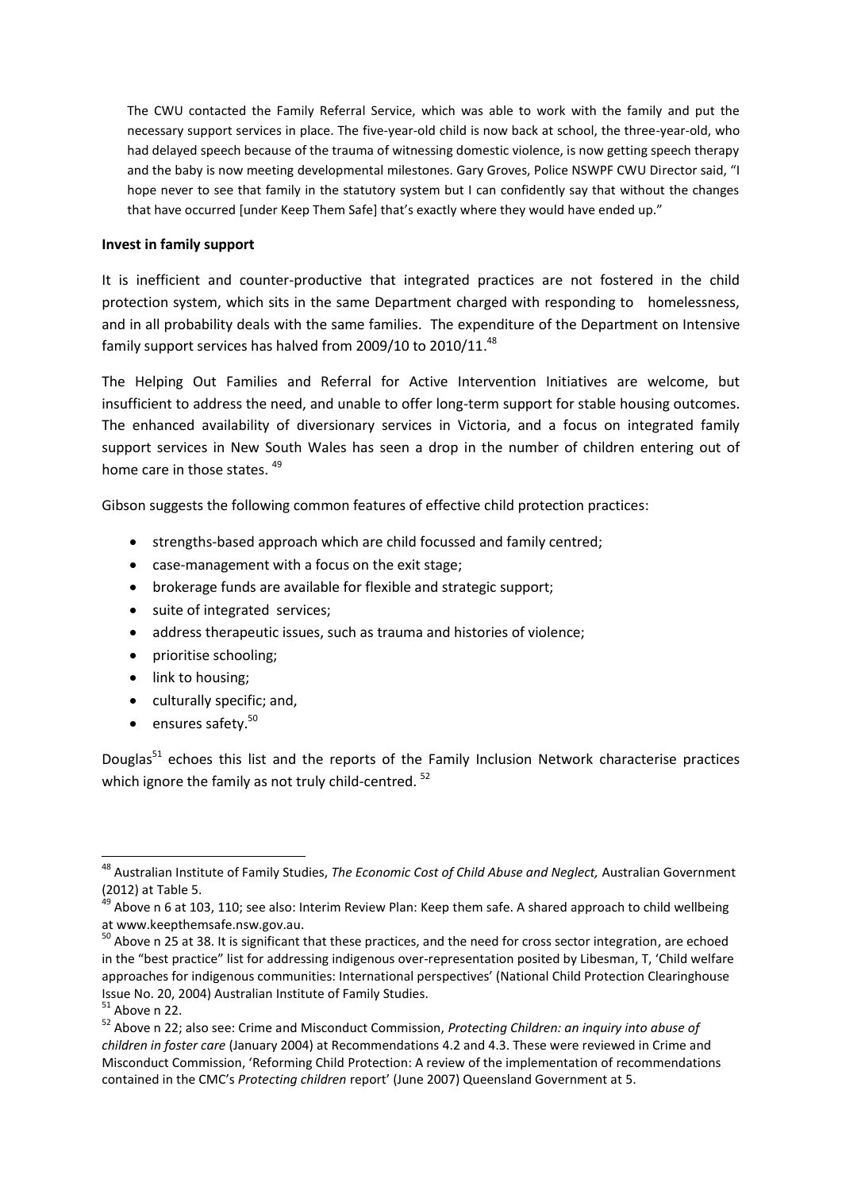The CWU contacted the Family Referral Service, which was able to work with the family and put the necessary support services in place. The five-year-old child is now back at school, the three-year-old, who had delayed speech because of the trauma of witnessing domestic violence, is now getting speech therapy and the baby is now meeting developmental milestones. Gary Groves, Police NSWPF CWU Director said, "I hope never to see that family in the statutory system but I can confidently say that without the changes that have occurred [under Keep Them Safe] that's exactly where they would have ended up."

**Invest in family support**

It is inefficient and counter-productive that integrated practices are not fostered in the child protection system, which sits in the same Department charged with responding to homelessness, and in all probability deals with the same families. The expenditure of the Department on Intensive family support services has halved from 2009/10 to 2010/11.[48]

The Helping Out Families and Referral for Active Intervention Initiatives are welcome, but insufficient to address the need, and unable to offer long-term support for stable housing outcomes. The enhanced availability of diversionary services in Victoria, and a focus on integrated family support services in New South Wales has seen a drop in the number of children entering out of home care in those states. [49]

Gibson suggests the following common features of effective child protection practices:

- strengths-based approach which are child focussed and family centred;
- case-management with a focus on the exit stage;
- brokerage funds are available for flexible and strategic support;
- suite of integrated services;
- address therapeutic issues, such as trauma and histories of violence;
- prioritise schooling;
- link to housing;
- culturally specific; and,
- ensures safety.[50]

Douglas[51] echoes this list and the reports of the Family Inclusion Network characterise practices which ignore the family as not truly child-centred. [52]

---

[48] Australian Institute of Family Studies, *The Economic Cost of Child Abuse and Neglect,* Australian Government (2012) at Table 5.

[49] Above n 6 at 103, 110; see also: Interim Review Plan: Keep them safe. A shared approach to child wellbeing at www.keepthemsafe.nsw.gov.au.

[50] Above n 25 at 38. It is significant that these practices, and the need for cross sector integration, are echoed in the "best practice" list for addressing indigenous over-representation posited by Libesman, T, 'Child welfare approaches for indigenous communities: International perspectives' (National Child Protection Clearinghouse Issue No. 20, 2004) Australian Institute of Family Studies.

[51] Above n 22.

[52] Above n 22; also see: Crime and Misconduct Commission, *Protecting Children: an inquiry into abuse of children in foster care* (January 2004) at Recommendations 4.2 and 4.3. These were reviewed in Crime and Misconduct Commission, 'Reforming Child Protection: A review of the implementation of recommendations contained in the CMC's *Protecting children* report' (June 2007) Queensland Government at 5.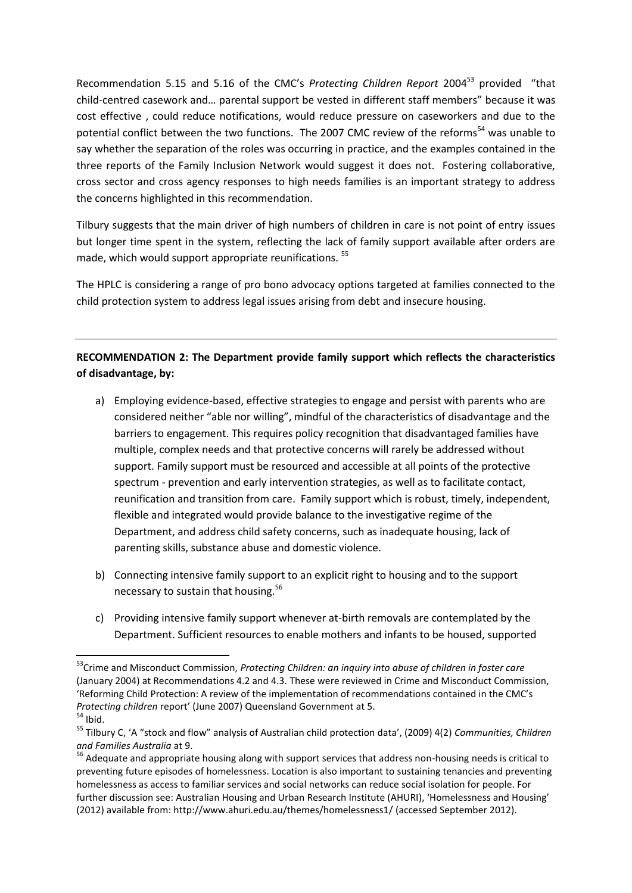Recommendation 5.15 and 5.16 of the CMC's *Protecting Children Report* 2004[53] provided "that child-centred casework and… parental support be vested in different staff members" because it was cost effective , could reduce notifications, would reduce pressure on caseworkers and due to the potential conflict between the two functions. The 2007 CMC review of the reforms[54] was unable to say whether the separation of the roles was occurring in practice, and the examples contained in the three reports of the Family Inclusion Network would suggest it does not. Fostering collaborative, cross sector and cross agency responses to high needs families is an important strategy to address the concerns highlighted in this recommendation.

Tilbury suggests that the main driver of high numbers of children in care is not point of entry issues but longer time spent in the system, reflecting the lack of family support available after orders are made, which would support appropriate reunifications. [55]

The HPLC is considering a range of pro bono advocacy options targeted at families connected to the child protection system to address legal issues arising from debt and insecure housing.

---

**RECOMMENDATION 2: The Department provide family support which reflects the characteristics of disadvantage, by:**

a) Employing evidence-based, effective strategies to engage and persist with parents who are considered neither "able nor willing", mindful of the characteristics of disadvantage and the barriers to engagement. This requires policy recognition that disadvantaged families have multiple, complex needs and that protective concerns will rarely be addressed without support. Family support must be resourced and accessible at all points of the protective spectrum - prevention and early intervention strategies, as well as to facilitate contact, reunification and transition from care. Family support which is robust, timely, independent, flexible and integrated would provide balance to the investigative regime of the Department, and address child safety concerns, such as inadequate housing, lack of parenting skills, substance abuse and domestic violence.

b) Connecting intensive family support to an explicit right to housing and to the support necessary to sustain that housing.[56]

c) Providing intensive family support whenever at-birth removals are contemplated by the Department. Sufficient resources to enable mothers and infants to be housed, supported

---

[53] Crime and Misconduct Commission, *Protecting Children: an inquiry into abuse of children in foster care* (January 2004) at Recommendations 4.2 and 4.3. These were reviewed in Crime and Misconduct Commission, 'Reforming Child Protection: A review of the implementation of recommendations contained in the CMC's *Protecting children* report' (June 2007) Queensland Government at 5.

[54] Ibid.

[55] Tilbury C, 'A "stock and flow" analysis of Australian child protection data', (2009) 4(2) *Communities, Children and Families Australia* at 9.

[56] Adequate and appropriate housing along with support services that address non-housing needs is critical to preventing future episodes of homelessness. Location is also important to sustaining tenancies and preventing homelessness as access to familiar services and social networks can reduce social isolation for people. For further discussion see: Australian Housing and Urban Research Institute (AHURI), 'Homelessness and Housing' (2012) available from: http://www.ahuri.edu.au/themes/homelessness1/ (accessed September 2012).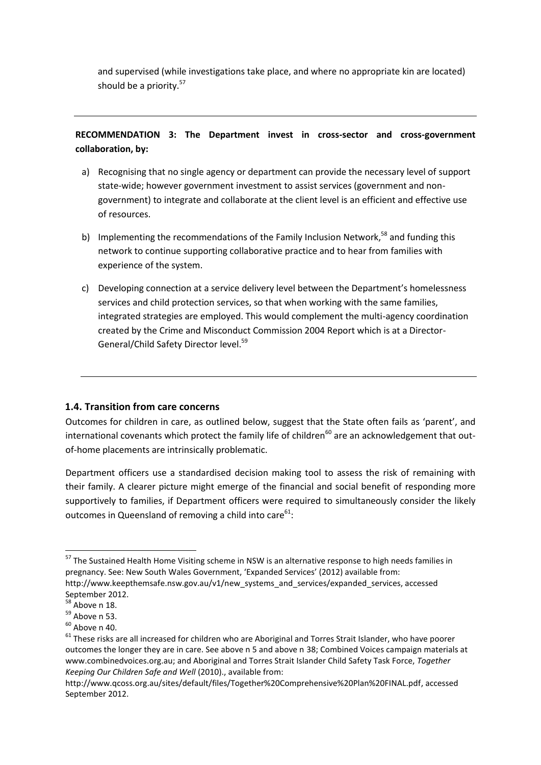and supervised (while investigations take place, and where no appropriate kin are located) should be a priority.[57]

---

**RECOMMENDATION 3: The Department invest in cross-sector and cross-government collaboration, by:**

a) Recognising that no single agency or department can provide the necessary level of support state-wide; however government investment to assist services (government and non-government) to integrate and collaborate at the client level is an efficient and effective use of resources.

b) Implementing the recommendations of the Family Inclusion Network,[58] and funding this network to continue supporting collaborative practice and to hear from families with experience of the system.

c) Developing connection at a service delivery level between the Department's homelessness services and child protection services, so that when working with the same families, integrated strategies are employed. This would complement the multi-agency coordination created by the Crime and Misconduct Commission 2004 Report which is at a Director-General/Child Safety Director level.[59]

---

### 1.4. Transition from care concerns

Outcomes for children in care, as outlined below, suggest that the State often fails as 'parent', and international covenants which protect the family life of children[60] are an acknowledgement that out-of-home placements are intrinsically problematic.

Department officers use a standardised decision making tool to assess the risk of remaining with their family. A clearer picture might emerge of the financial and social benefit of responding more supportively to families, if Department officers were required to simultaneously consider the likely outcomes in Queensland of removing a child into care[61]:

---

[57] The Sustained Health Home Visiting scheme in NSW is an alternative response to high needs families in pregnancy. See: New South Wales Government, 'Expanded Services' (2012) available from: http://www.keepthemsafe.nsw.gov.au/v1/new_systems_and_services/expanded_services, accessed September 2012.

[58] Above n 18.

[59] Above n 53.

[60] Above n 40.

[61] These risks are all increased for children who are Aboriginal and Torres Strait Islander, who have poorer outcomes the longer they are in care. See above n 5 and above n 38; Combined Voices campaign materials at www.combinedvoices.org.au; and Aboriginal and Torres Strait Islander Child Safety Task Force, *Together Keeping Our Children Safe and Well* (2010)., available from: http://www.qcoss.org.au/sites/default/files/Together%20Comprehensive%20Plan%20FINAL.pdf, accessed September 2012.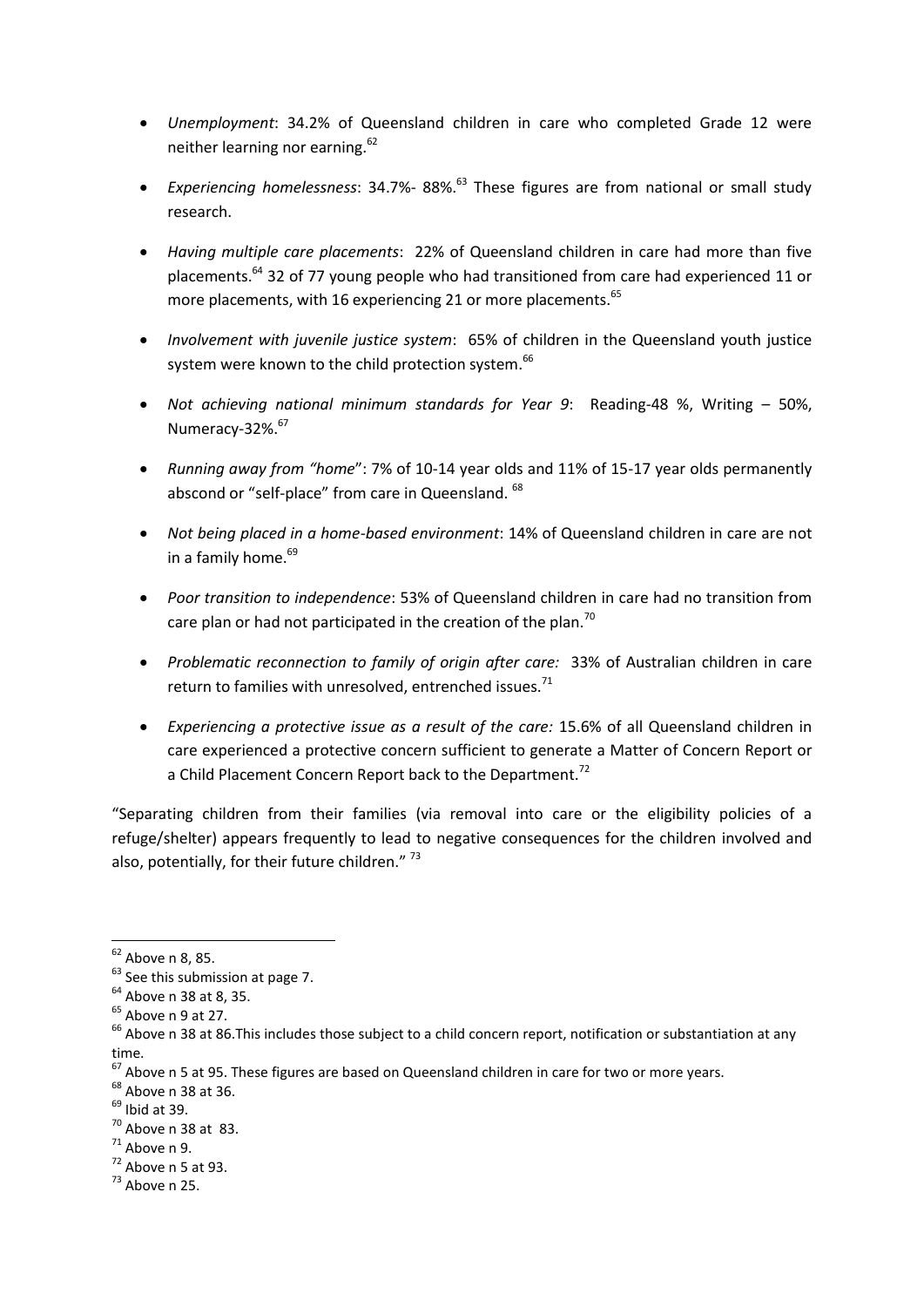- *Unemployment*: 34.2% of Queensland children in care who completed Grade 12 were neither learning nor earning.[62]

- *Experiencing homelessness*: 34.7%- 88%.[63] These figures are from national or small study research.

- *Having multiple care placements*: 22% of Queensland children in care had more than five placements.[64] 32 of 77 young people who had transitioned from care had experienced 11 or more placements, with 16 experiencing 21 or more placements.[65]

- *Involvement with juvenile justice system*: 65% of children in the Queensland youth justice system were known to the child protection system.[66]

- *Not achieving national minimum standards for Year 9*: Reading-48 %, Writing – 50%, Numeracy-32%.[67]

- *Running away from "home"*: 7% of 10-14 year olds and 11% of 15-17 year olds permanently abscond or "self-place" from care in Queensland.[68]

- *Not being placed in a home-based environment*: 14% of Queensland children in care are not in a family home.[69]

- *Poor transition to independence*: 53% of Queensland children in care had no transition from care plan or had not participated in the creation of the plan.[70]

- *Problematic reconnection to family of origin after care:* 33% of Australian children in care return to families with unresolved, entrenched issues.[71]

- *Experiencing a protective issue as a result of the care:* 15.6% of all Queensland children in care experienced a protective concern sufficient to generate a Matter of Concern Report or a Child Placement Concern Report back to the Department.[72]

"Separating children from their families (via removal into care or the eligibility policies of a refuge/shelter) appears frequently to lead to negative consequences for the children involved and also, potentially, for their future children."[73]

---

[62] Above n 8, 85.

[63] See this submission at page 7.

[64] Above n 38 at 8, 35.

[65] Above n 9 at 27.

[66] Above n 38 at 86.This includes those subject to a child concern report, notification or substantiation at any time.

[67] Above n 5 at 95. These figures are based on Queensland children in care for two or more years.

[68] Above n 38 at 36.

[69] Ibid at 39.

[70] Above n 38 at 83.

[71] Above n 9.

[72] Above n 5 at 93.

[73] Above n 25.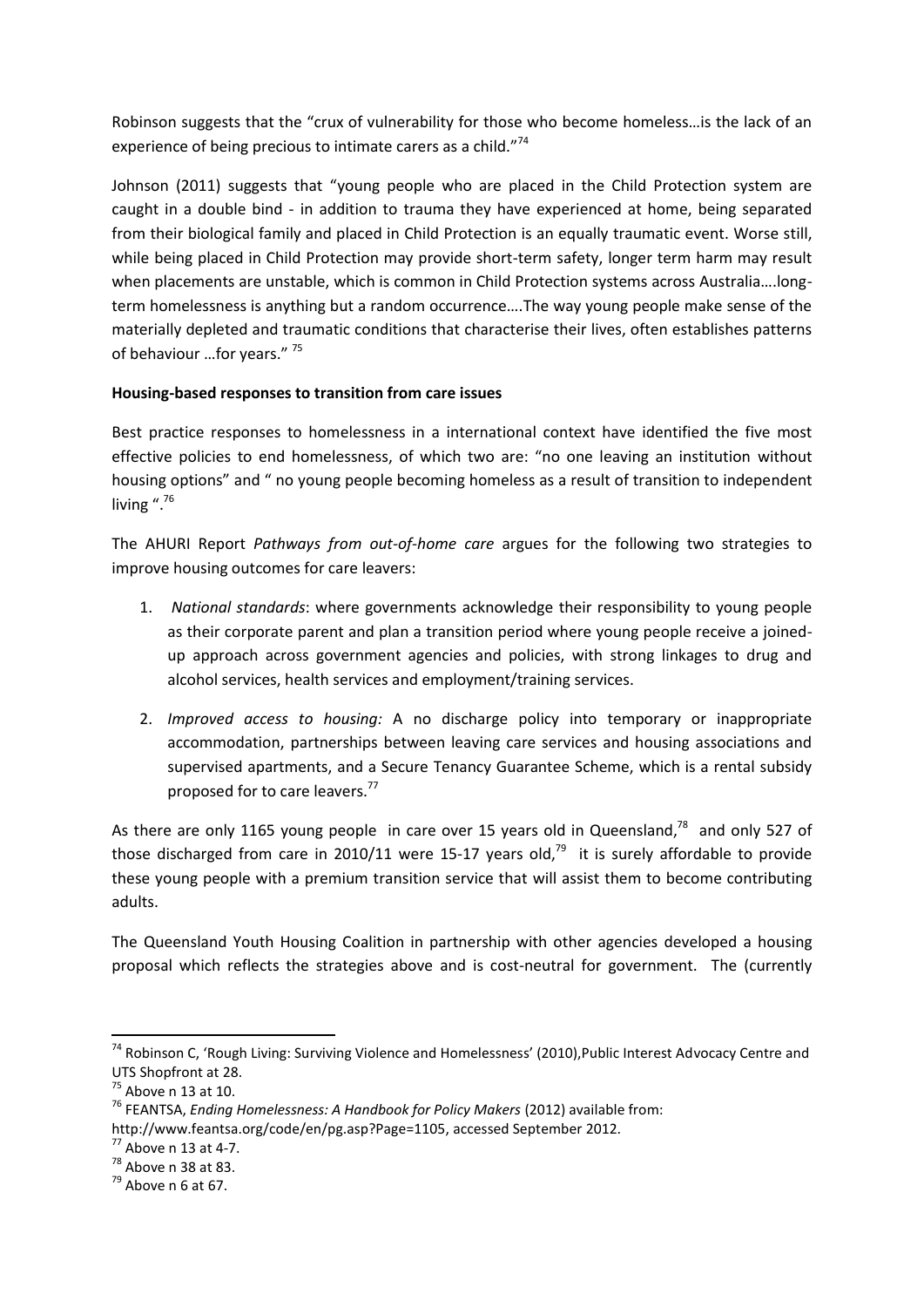Robinson suggests that the "crux of vulnerability for those who become homeless…is the lack of an experience of being precious to intimate carers as a child."[74]

Johnson (2011) suggests that "young people who are placed in the Child Protection system are caught in a double bind - in addition to trauma they have experienced at home, being separated from their biological family and placed in Child Protection is an equally traumatic event. Worse still, while being placed in Child Protection may provide short-term safety, longer term harm may result when placements are unstable, which is common in Child Protection systems across Australia….long-term homelessness is anything but a random occurrence….The way young people make sense of the materially depleted and traumatic conditions that characterise their lives, often establishes patterns of behaviour …for years." [75]

**Housing-based responses to transition from care issues**

Best practice responses to homelessness in a international context have identified the five most effective policies to end homelessness, of which two are: "no one leaving an institution without housing options" and " no young people becoming homeless as a result of transition to independent living ".[76]

The AHURI Report *Pathways from out-of-home care* argues for the following two strategies to improve housing outcomes for care leavers:

1. *National standards*: where governments acknowledge their responsibility to young people as their corporate parent and plan a transition period where young people receive a joined-up approach across government agencies and policies, with strong linkages to drug and alcohol services, health services and employment/training services.
2. *Improved access to housing:* A no discharge policy into temporary or inappropriate accommodation, partnerships between leaving care services and housing associations and supervised apartments, and a Secure Tenancy Guarantee Scheme, which is a rental subsidy proposed for to care leavers.[77]

As there are only 1165 young people in care over 15 years old in Queensland,[78] and only 527 of those discharged from care in 2010/11 were 15-17 years old,[79] it is surely affordable to provide these young people with a premium transition service that will assist them to become contributing adults.

The Queensland Youth Housing Coalition in partnership with other agencies developed a housing proposal which reflects the strategies above and is cost-neutral for government. The (currently

---

[74] Robinson C, 'Rough Living: Surviving Violence and Homelessness' (2010),Public Interest Advocacy Centre and UTS Shopfront at 28.

[75] Above n 13 at 10.

[76] FEANTSA, *Ending Homelessness: A Handbook for Policy Makers* (2012) available from: http://www.feantsa.org/code/en/pg.asp?Page=1105, accessed September 2012.

[77] Above n 13 at 4-7.

[78] Above n 38 at 83.

[79] Above n 6 at 67.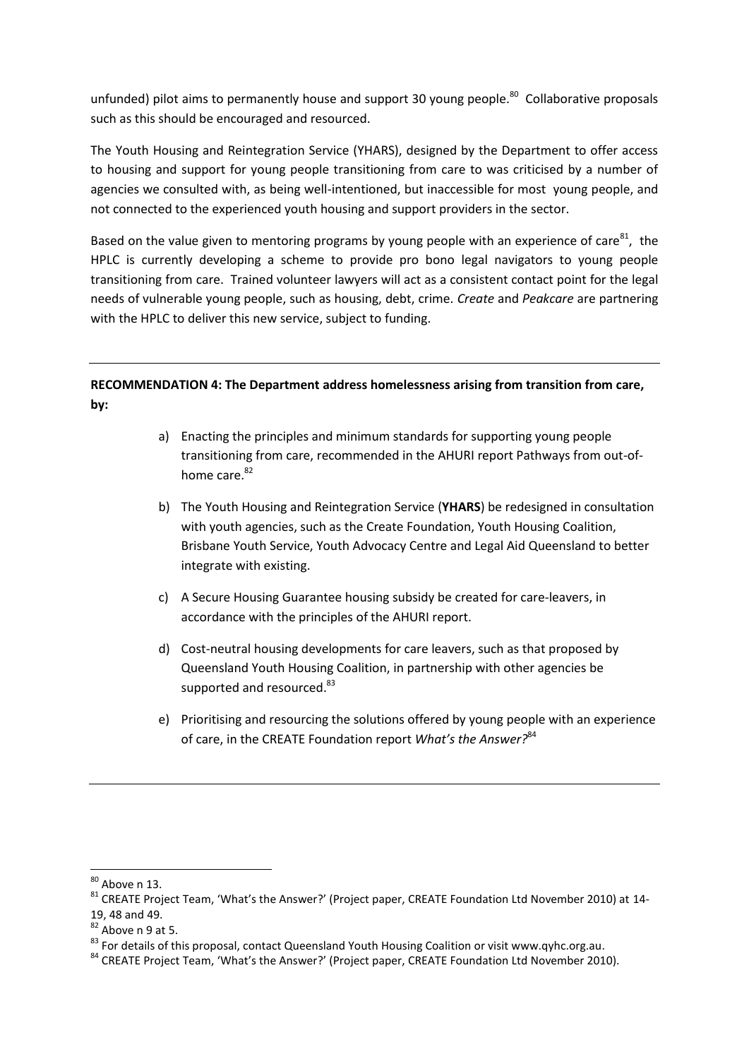unfunded) pilot aims to permanently house and support 30 young people.[80] Collaborative proposals such as this should be encouraged and resourced.

The Youth Housing and Reintegration Service (YHARS), designed by the Department to offer access to housing and support for young people transitioning from care to was criticised by a number of agencies we consulted with, as being well-intentioned, but inaccessible for most young people, and not connected to the experienced youth housing and support providers in the sector.

Based on the value given to mentoring programs by young people with an experience of care[81], the HPLC is currently developing a scheme to provide pro bono legal navigators to young people transitioning from care. Trained volunteer lawyers will act as a consistent contact point for the legal needs of vulnerable young people, such as housing, debt, crime. *Create* and *Peakcare* are partnering with the HPLC to deliver this new service, subject to funding.

---

**RECOMMENDATION 4: The Department address homelessness arising from transition from care, by:**

a) Enacting the principles and minimum standards for supporting young people transitioning from care, recommended in the AHURI report Pathways from out-of-home care.[82]

b) The Youth Housing and Reintegration Service (**YHARS**) be redesigned in consultation with youth agencies, such as the Create Foundation, Youth Housing Coalition, Brisbane Youth Service, Youth Advocacy Centre and Legal Aid Queensland to better integrate with existing.

c) A Secure Housing Guarantee housing subsidy be created for care-leavers, in accordance with the principles of the AHURI report.

d) Cost-neutral housing developments for care leavers, such as that proposed by Queensland Youth Housing Coalition, in partnership with other agencies be supported and resourced.[83]

e) Prioritising and resourcing the solutions offered by young people with an experience of care, in the CREATE Foundation report *What's the Answer?*[84]

---

[80] Above n 13.

[81] CREATE Project Team, 'What's the Answer?' (Project paper, CREATE Foundation Ltd November 2010) at 14-19, 48 and 49.

[82] Above n 9 at 5.

[83] For details of this proposal, contact Queensland Youth Housing Coalition or visit www.qyhc.org.au.

[84] CREATE Project Team, 'What's the Answer?' (Project paper, CREATE Foundation Ltd November 2010).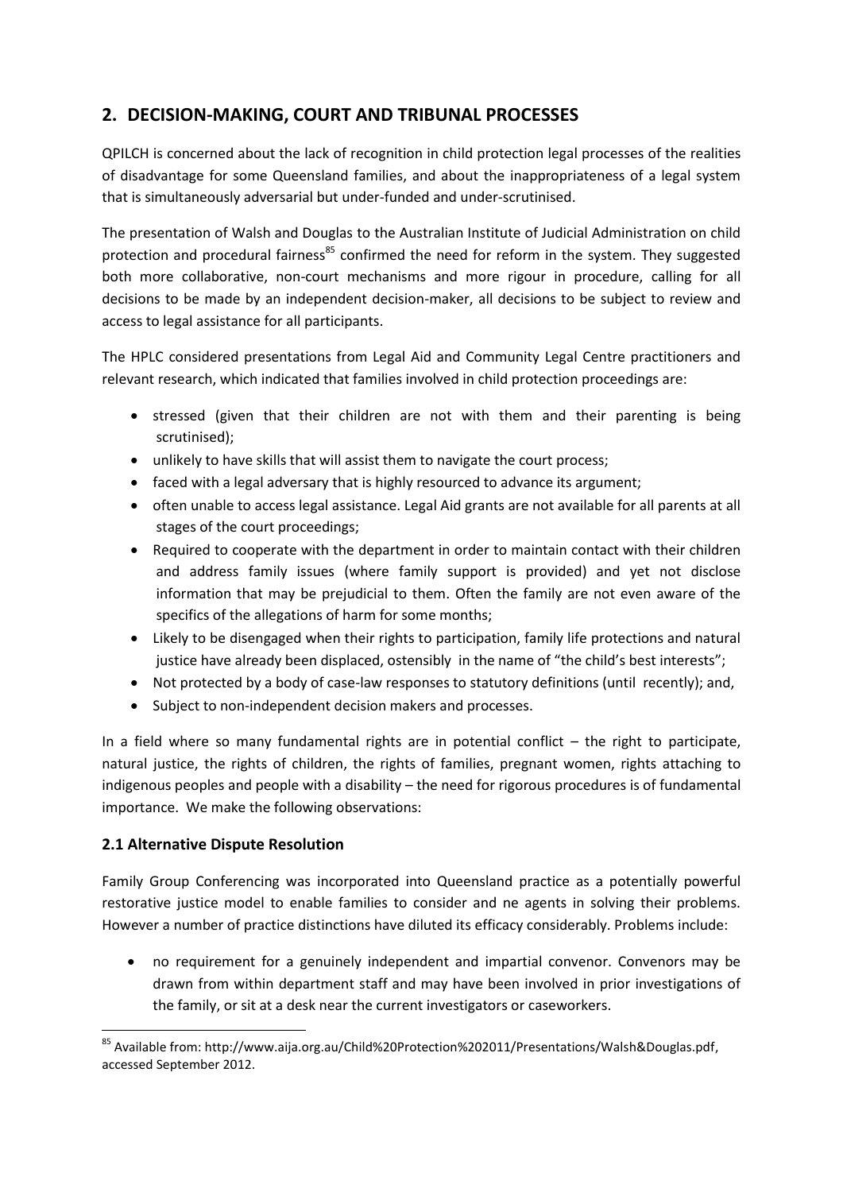## 2. DECISION-MAKING, COURT AND TRIBUNAL PROCESSES

QPILCH is concerned about the lack of recognition in child protection legal processes of the realities of disadvantage for some Queensland families, and about the inappropriateness of a legal system that is simultaneously adversarial but under-funded and under-scrutinised.

The presentation of Walsh and Douglas to the Australian Institute of Judicial Administration on child protection and procedural fairness[85] confirmed the need for reform in the system. They suggested both more collaborative, non-court mechanisms and more rigour in procedure, calling for all decisions to be made by an independent decision-maker, all decisions to be subject to review and access to legal assistance for all participants.

The HPLC considered presentations from Legal Aid and Community Legal Centre practitioners and relevant research, which indicated that families involved in child protection proceedings are:

- stressed (given that their children are not with them and their parenting is being scrutinised);
- unlikely to have skills that will assist them to navigate the court process;
- faced with a legal adversary that is highly resourced to advance its argument;
- often unable to access legal assistance. Legal Aid grants are not available for all parents at all stages of the court proceedings;
- Required to cooperate with the department in order to maintain contact with their children and address family issues (where family support is provided) and yet not disclose information that may be prejudicial to them. Often the family are not even aware of the specifics of the allegations of harm for some months;
- Likely to be disengaged when their rights to participation, family life protections and natural justice have already been displaced, ostensibly in the name of "the child's best interests";
- Not protected by a body of case-law responses to statutory definitions (until recently); and,
- Subject to non-independent decision makers and processes.

In a field where so many fundamental rights are in potential conflict – the right to participate, natural justice, the rights of children, the rights of families, pregnant women, rights attaching to indigenous peoples and people with a disability – the need for rigorous procedures is of fundamental importance. We make the following observations:

### 2.1 Alternative Dispute Resolution

Family Group Conferencing was incorporated into Queensland practice as a potentially powerful restorative justice model to enable families to consider and ne agents in solving their problems. However a number of practice distinctions have diluted its efficacy considerably. Problems include:

- no requirement for a genuinely independent and impartial convenor. Convenors may be drawn from within department staff and may have been involved in prior investigations of the family, or sit at a desk near the current investigators or caseworkers.

[85] Available from: http://www.aija.org.au/Child%20Protection%202011/Presentations/Walsh&Douglas.pdf, accessed September 2012.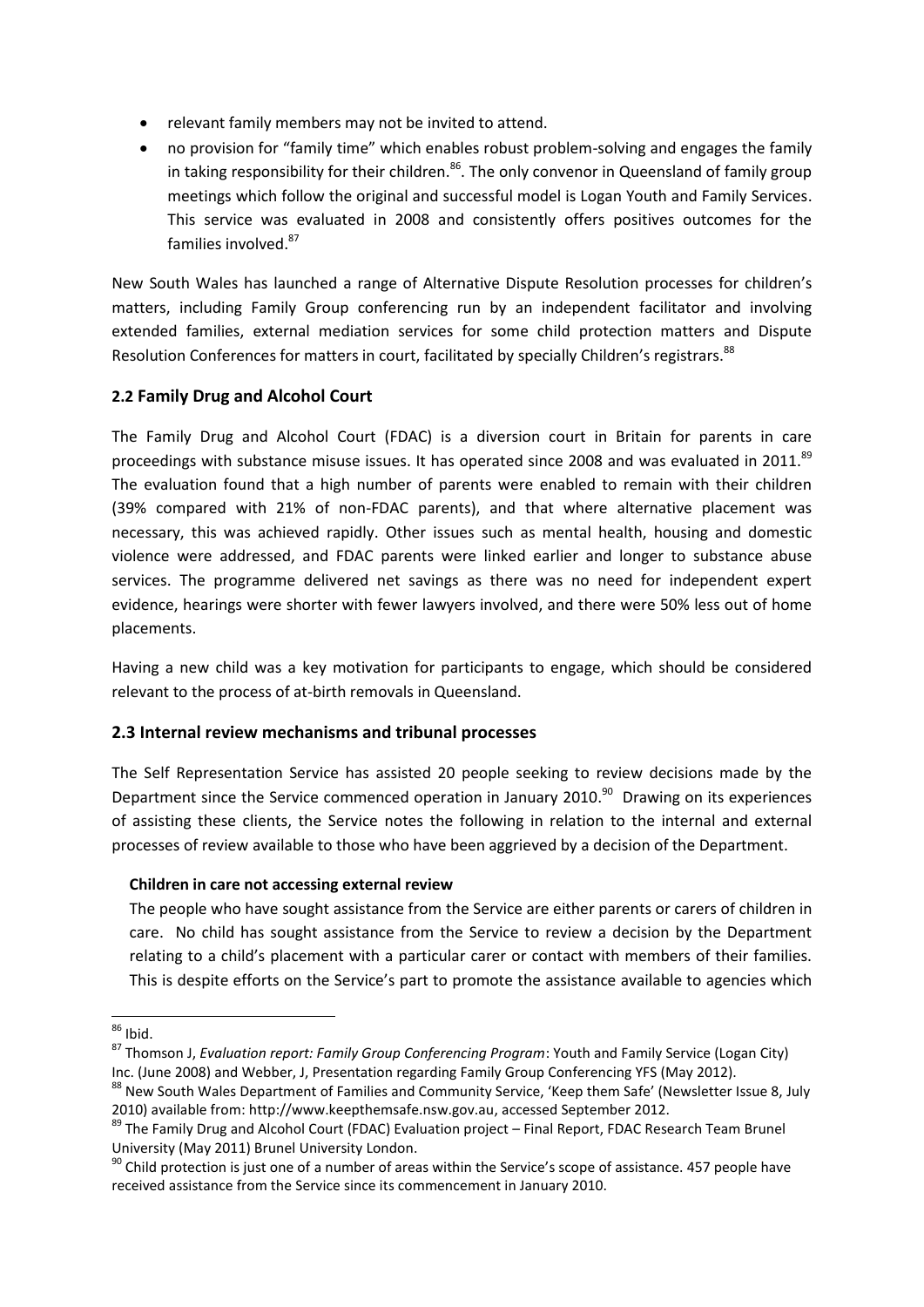- relevant family members may not be invited to attend.
- no provision for "family time" which enables robust problem-solving and engages the family in taking responsibility for their children.[86]. The only convenor in Queensland of family group meetings which follow the original and successful model is Logan Youth and Family Services. This service was evaluated in 2008 and consistently offers positives outcomes for the families involved.[87]

New South Wales has launched a range of Alternative Dispute Resolution processes for children's matters, including Family Group conferencing run by an independent facilitator and involving extended families, external mediation services for some child protection matters and Dispute Resolution Conferences for matters in court, facilitated by specially Children's registrars.[88]

### 2.2 Family Drug and Alcohol Court

The Family Drug and Alcohol Court (FDAC) is a diversion court in Britain for parents in care proceedings with substance misuse issues. It has operated since 2008 and was evaluated in 2011.[89] The evaluation found that a high number of parents were enabled to remain with their children (39% compared with 21% of non-FDAC parents), and that where alternative placement was necessary, this was achieved rapidly. Other issues such as mental health, housing and domestic violence were addressed, and FDAC parents were linked earlier and longer to substance abuse services. The programme delivered net savings as there was no need for independent expert evidence, hearings were shorter with fewer lawyers involved, and there were 50% less out of home placements.

Having a new child was a key motivation for participants to engage, which should be considered relevant to the process of at-birth removals in Queensland.

### 2.3 Internal review mechanisms and tribunal processes

The Self Representation Service has assisted 20 people seeking to review decisions made by the Department since the Service commenced operation in January 2010.[90] Drawing on its experiences of assisting these clients, the Service notes the following in relation to the internal and external processes of review available to those who have been aggrieved by a decision of the Department.

**Children in care not accessing external review**

The people who have sought assistance from the Service are either parents or carers of children in care. No child has sought assistance from the Service to review a decision by the Department relating to a child's placement with a particular carer or contact with members of their families. This is despite efforts on the Service's part to promote the assistance available to agencies which

---

[86] Ibid.

[87] Thomson J, *Evaluation report: Family Group Conferencing Program*: Youth and Family Service (Logan City) Inc. (June 2008) and Webber, J, Presentation regarding Family Group Conferencing YFS (May 2012).

[88] New South Wales Department of Families and Community Service, 'Keep them Safe' (Newsletter Issue 8, July 2010) available from: http://www.keepthemsafe.nsw.gov.au, accessed September 2012.

[89] The Family Drug and Alcohol Court (FDAC) Evaluation project – Final Report, FDAC Research Team Brunel University (May 2011) Brunel University London.

[90] Child protection is just one of a number of areas within the Service's scope of assistance. 457 people have received assistance from the Service since its commencement in January 2010.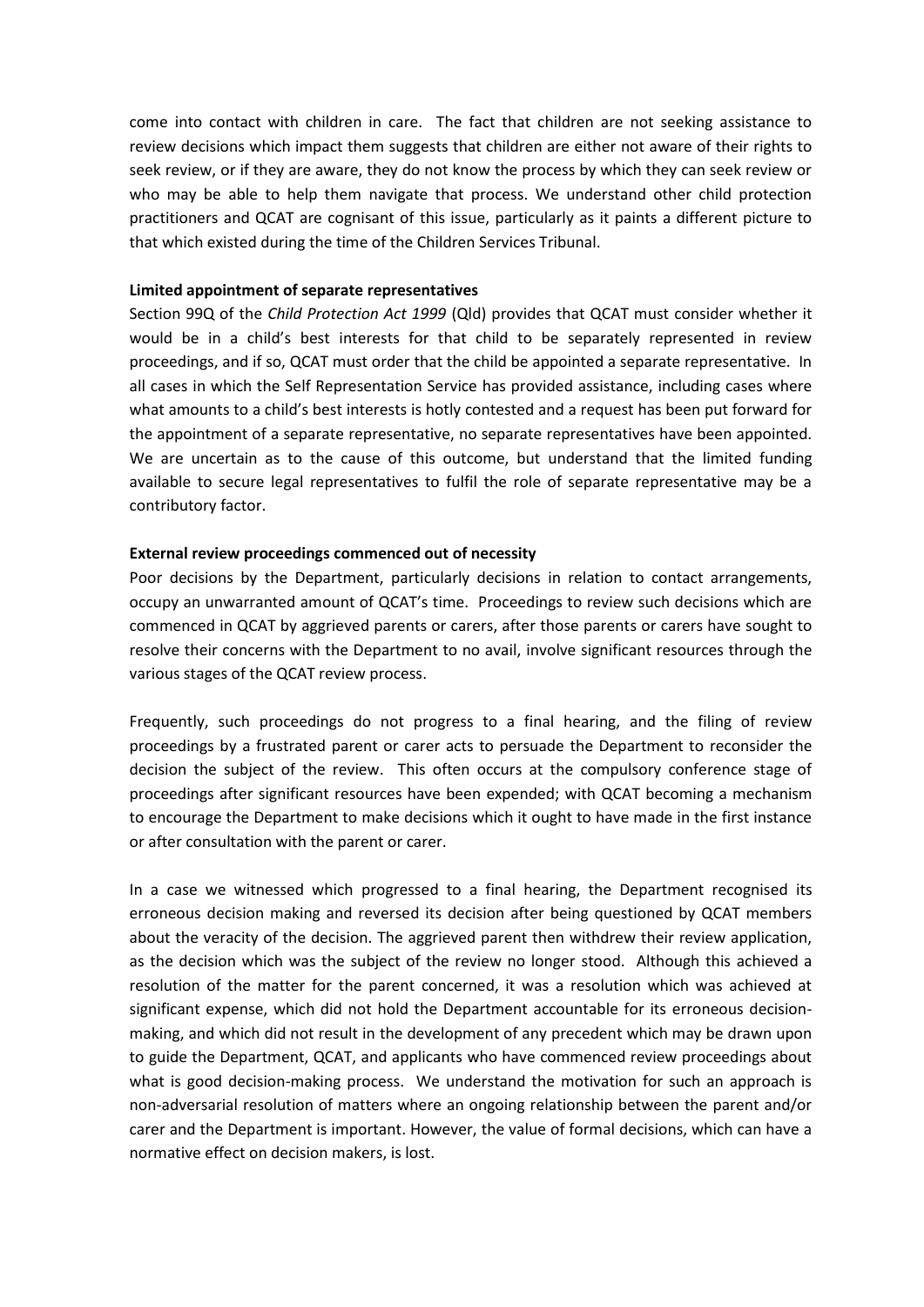come into contact with children in care. The fact that children are not seeking assistance to review decisions which impact them suggests that children are either not aware of their rights to seek review, or if they are aware, they do not know the process by which they can seek review or who may be able to help them navigate that process. We understand other child protection practitioners and QCAT are cognisant of this issue, particularly as it paints a different picture to that which existed during the time of the Children Services Tribunal.

**Limited appointment of separate representatives**

Section 99Q of the *Child Protection Act 1999* (Qld) provides that QCAT must consider whether it would be in a child's best interests for that child to be separately represented in review proceedings, and if so, QCAT must order that the child be appointed a separate representative. In all cases in which the Self Representation Service has provided assistance, including cases where what amounts to a child's best interests is hotly contested and a request has been put forward for the appointment of a separate representative, no separate representatives have been appointed. We are uncertain as to the cause of this outcome, but understand that the limited funding available to secure legal representatives to fulfil the role of separate representative may be a contributory factor.

**External review proceedings commenced out of necessity**

Poor decisions by the Department, particularly decisions in relation to contact arrangements, occupy an unwarranted amount of QCAT's time. Proceedings to review such decisions which are commenced in QCAT by aggrieved parents or carers, after those parents or carers have sought to resolve their concerns with the Department to no avail, involve significant resources through the various stages of the QCAT review process.

Frequently, such proceedings do not progress to a final hearing, and the filing of review proceedings by a frustrated parent or carer acts to persuade the Department to reconsider the decision the subject of the review. This often occurs at the compulsory conference stage of proceedings after significant resources have been expended; with QCAT becoming a mechanism to encourage the Department to make decisions which it ought to have made in the first instance or after consultation with the parent or carer.

In a case we witnessed which progressed to a final hearing, the Department recognised its erroneous decision making and reversed its decision after being questioned by QCAT members about the veracity of the decision. The aggrieved parent then withdrew their review application, as the decision which was the subject of the review no longer stood. Although this achieved a resolution of the matter for the parent concerned, it was a resolution which was achieved at significant expense, which did not hold the Department accountable for its erroneous decision-making, and which did not result in the development of any precedent which may be drawn upon to guide the Department, QCAT, and applicants who have commenced review proceedings about what is good decision-making process. We understand the motivation for such an approach is non-adversarial resolution of matters where an ongoing relationship between the parent and/or carer and the Department is important. However, the value of formal decisions, which can have a normative effect on decision makers, is lost.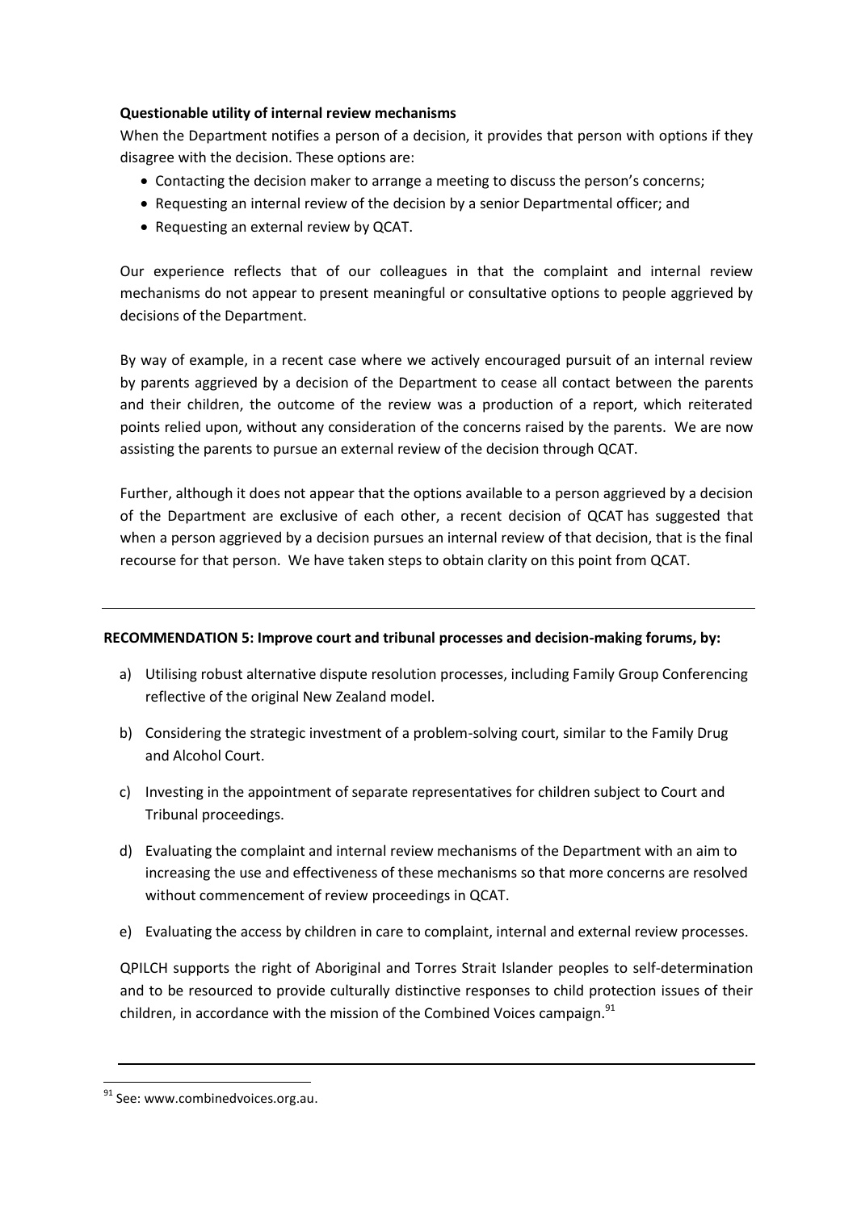**Questionable utility of internal review mechanisms**

When the Department notifies a person of a decision, it provides that person with options if they disagree with the decision. These options are:

- Contacting the decision maker to arrange a meeting to discuss the person's concerns;
- Requesting an internal review of the decision by a senior Departmental officer; and
- Requesting an external review by QCAT.

Our experience reflects that of our colleagues in that the complaint and internal review mechanisms do not appear to present meaningful or consultative options to people aggrieved by decisions of the Department.

By way of example, in a recent case where we actively encouraged pursuit of an internal review by parents aggrieved by a decision of the Department to cease all contact between the parents and their children, the outcome of the review was a production of a report, which reiterated points relied upon, without any consideration of the concerns raised by the parents. We are now assisting the parents to pursue an external review of the decision through QCAT.

Further, although it does not appear that the options available to a person aggrieved by a decision of the Department are exclusive of each other, a recent decision of QCAT has suggested that when a person aggrieved by a decision pursues an internal review of that decision, that is the final recourse for that person. We have taken steps to obtain clarity on this point from QCAT.

---

**RECOMMENDATION 5: Improve court and tribunal processes and decision-making forums, by:**

a) Utilising robust alternative dispute resolution processes, including Family Group Conferencing reflective of the original New Zealand model.

b) Considering the strategic investment of a problem-solving court, similar to the Family Drug and Alcohol Court.

c) Investing in the appointment of separate representatives for children subject to Court and Tribunal proceedings.

d) Evaluating the complaint and internal review mechanisms of the Department with an aim to increasing the use and effectiveness of these mechanisms so that more concerns are resolved without commencement of review proceedings in QCAT.

e) Evaluating the access by children in care to complaint, internal and external review processes.

QPILCH supports the right of Aboriginal and Torres Strait Islander peoples to self-determination and to be resourced to provide culturally distinctive responses to child protection issues of their children, in accordance with the mission of the Combined Voices campaign.[91]

---

[91] See: www.combinedvoices.org.au.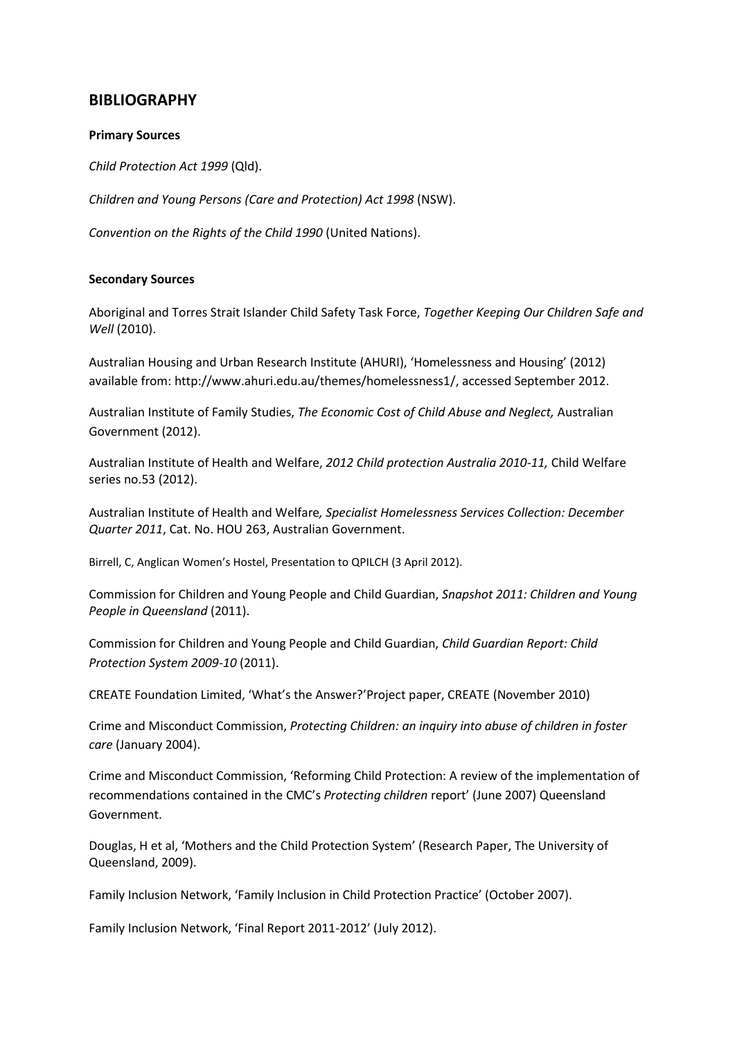## BIBLIOGRAPHY

**Primary Sources**

*Child Protection Act 1999* (Qld).

*Children and Young Persons (Care and Protection) Act 1998* (NSW).

*Convention on the Rights of the Child 1990* (United Nations).

**Secondary Sources**

Aboriginal and Torres Strait Islander Child Safety Task Force, *Together Keeping Our Children Safe and Well* (2010).

Australian Housing and Urban Research Institute (AHURI), 'Homelessness and Housing' (2012) available from: http://www.ahuri.edu.au/themes/homelessness1/, accessed September 2012.

Australian Institute of Family Studies, *The Economic Cost of Child Abuse and Neglect,* Australian Government (2012).

Australian Institute of Health and Welfare, *2012 Child protection Australia 2010-11,* Child Welfare series no.53 (2012).

Australian Institute of Health and Welfare*, Specialist Homelessness Services Collection: December Quarter 2011*, Cat. No. HOU 263, Australian Government.

Birrell, C, Anglican Women's Hostel, Presentation to QPILCH (3 April 2012).

Commission for Children and Young People and Child Guardian, *Snapshot 2011: Children and Young People in Queensland* (2011).

Commission for Children and Young People and Child Guardian, *Child Guardian Report: Child Protection System 2009-10* (2011).

CREATE Foundation Limited, 'What's the Answer?'Project paper, CREATE (November 2010)

Crime and Misconduct Commission, *Protecting Children: an inquiry into abuse of children in foster care* (January 2004).

Crime and Misconduct Commission, 'Reforming Child Protection: A review of the implementation of recommendations contained in the CMC's *Protecting children* report' (June 2007) Queensland Government.

Douglas, H et al, 'Mothers and the Child Protection System' (Research Paper, The University of Queensland, 2009).

Family Inclusion Network, 'Family Inclusion in Child Protection Practice' (October 2007).

Family Inclusion Network, 'Final Report 2011-2012' (July 2012).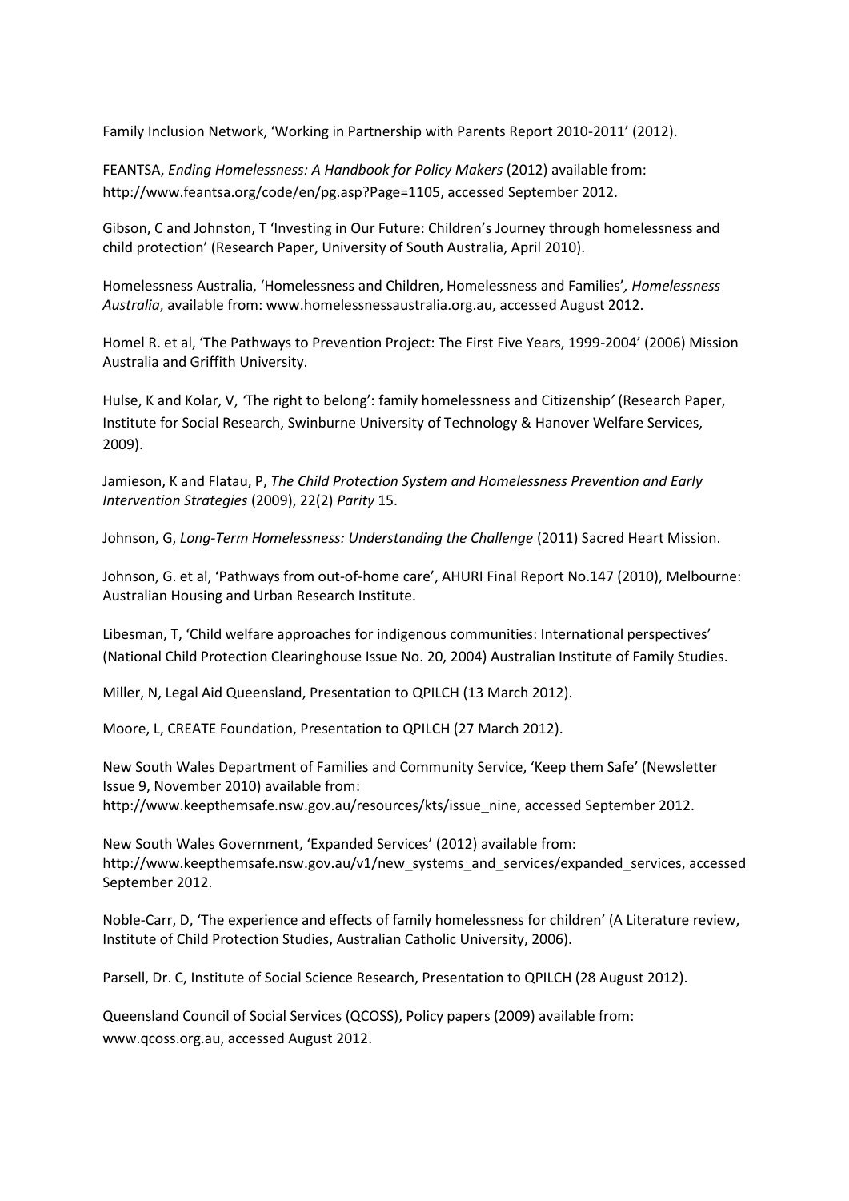Family Inclusion Network, 'Working in Partnership with Parents Report 2010-2011' (2012).

FEANTSA, *Ending Homelessness: A Handbook for Policy Makers* (2012) available from: http://www.feantsa.org/code/en/pg.asp?Page=1105, accessed September 2012.

Gibson, C and Johnston, T 'Investing in Our Future: Children's Journey through homelessness and child protection' (Research Paper, University of South Australia, April 2010).

Homelessness Australia, 'Homelessness and Children, Homelessness and Families', *Homelessness Australia*, available from: www.homelessnessaustralia.org.au, accessed August 2012.

Homel R. et al, 'The Pathways to Prevention Project: The First Five Years, 1999-2004' (2006) Mission Australia and Griffith University.

Hulse, K and Kolar, V, 'The right to belong': family homelessness and Citizenship' (Research Paper, Institute for Social Research, Swinburne University of Technology & Hanover Welfare Services, 2009).

Jamieson, K and Flatau, P, *The Child Protection System and Homelessness Prevention and Early Intervention Strategies* (2009), 22(2) *Parity* 15.

Johnson, G, *Long-Term Homelessness: Understanding the Challenge* (2011) Sacred Heart Mission.

Johnson, G. et al, 'Pathways from out-of-home care', AHURI Final Report No.147 (2010), Melbourne: Australian Housing and Urban Research Institute.

Libesman, T, 'Child welfare approaches for indigenous communities: International perspectives' (National Child Protection Clearinghouse Issue No. 20, 2004) Australian Institute of Family Studies.

Miller, N, Legal Aid Queensland, Presentation to QPILCH (13 March 2012).

Moore, L, CREATE Foundation, Presentation to QPILCH (27 March 2012).

New South Wales Department of Families and Community Service, 'Keep them Safe' (Newsletter Issue 9, November 2010) available from: http://www.keepthemsafe.nsw.gov.au/resources/kts/issue_nine, accessed September 2012.

New South Wales Government, 'Expanded Services' (2012) available from: http://www.keepthemsafe.nsw.gov.au/v1/new_systems_and_services/expanded_services, accessed September 2012.

Noble-Carr, D, 'The experience and effects of family homelessness for children' (A Literature review, Institute of Child Protection Studies, Australian Catholic University, 2006).

Parsell, Dr. C, Institute of Social Science Research, Presentation to QPILCH (28 August 2012).

Queensland Council of Social Services (QCOSS), Policy papers (2009) available from: www.qcoss.org.au, accessed August 2012.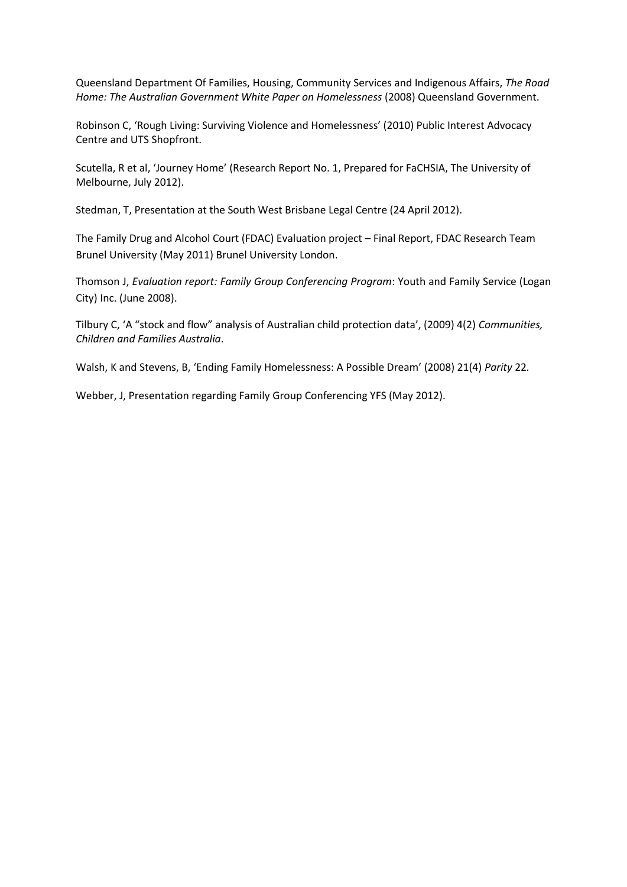Queensland Department Of Families, Housing, Community Services and Indigenous Affairs, *The Road Home: The Australian Government White Paper on Homelessness* (2008) Queensland Government.

Robinson C, 'Rough Living: Surviving Violence and Homelessness' (2010) Public Interest Advocacy Centre and UTS Shopfront.

Scutella, R et al, 'Journey Home' (Research Report No. 1, Prepared for FaCHSIA, The University of Melbourne, July 2012).

Stedman, T, Presentation at the South West Brisbane Legal Centre (24 April 2012).

The Family Drug and Alcohol Court (FDAC) Evaluation project – Final Report, FDAC Research Team Brunel University (May 2011) Brunel University London.

Thomson J, *Evaluation report: Family Group Conferencing Program*: Youth and Family Service (Logan City) Inc. (June 2008).

Tilbury C, 'A "stock and flow" analysis of Australian child protection data', (2009) 4(2) *Communities, Children and Families Australia*.

Walsh, K and Stevens, B, 'Ending Family Homelessness: A Possible Dream' (2008) 21(4) *Parity* 22.

Webber, J, Presentation regarding Family Group Conferencing YFS (May 2012).